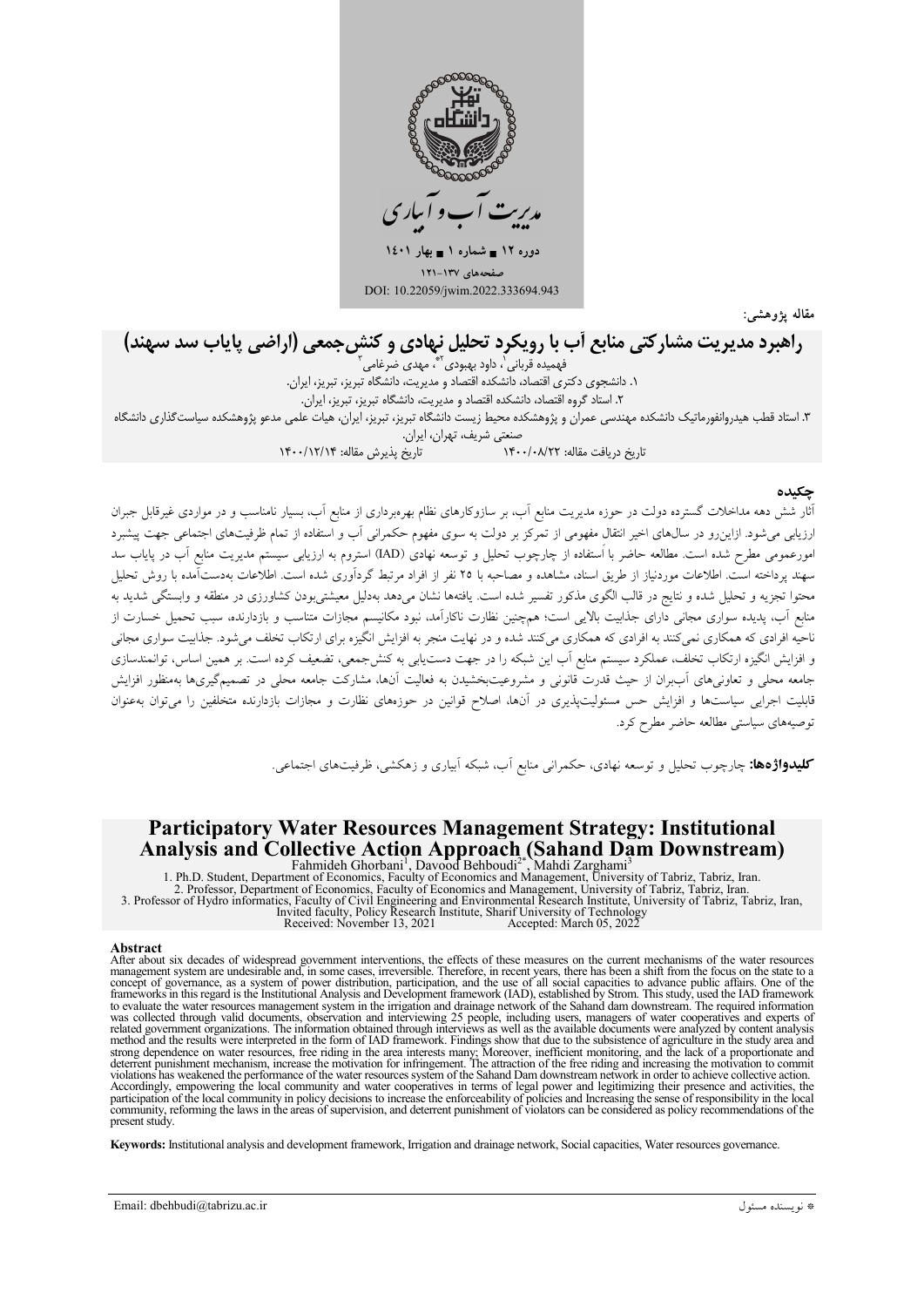مدیریت آب و آبیاری

دوره ۱۲ ■ شماره ۱ ■ بهار ۱۴۰۱

صفحه‌های ۱۳۷-۱۲۱

DOI: 10.22059/jwim.2022.333694.943

مقاله پژوهشی:

# راهبرد مدیریت مشارکتی منابع آب با رویکرد تحلیل نهادی و کنش‌جمعی (اراضی پایاب سد سهند)

فهمیده قربانی[۱]، داود بهبودی[۲*]، مهدی ضرغامی[۳]

۱. دانشجوی دکتری اقتصاد، دانشکده اقتصاد و مدیریت، دانشگاه تبریز، تبریز، ایران.

۲. استاد گروه اقتصاد، دانشکده اقتصاد و مدیریت، دانشگاه تبریز، تبریز، ایران.

۳. استاد قطب هیدروانفورماتیک دانشکده مهندسی عمران و پژوهشکده محیط زیست دانشگاه تبریز، تبریز، ایران، هیات علمی مدعو پژوهشکده سیاست‌گذاری دانشگاه صنعتی شریف، تهران، ایران.

تاریخ دریافت مقاله: ۱۴۰۰/۰۸/۲۲ تاریخ پذیرش مقاله: ۱۴۰۰/۱۲/۱۴

## چکیده

آثار شش دهه مداخلات گسترده دولت در حوزه مدیریت منابع آب، بر سازوکارهای نظام بهره‌برداری از منابع آب، بسیار نامناسب و در مواردی غیرقابل جبران ارزیابی می‌شود. ازاین‌رو در سال‌های اخیر انتقال مفهومی از تمرکز بر دولت به سوی مفهوم حکمرانی آب و استفاده از تمام ظرفیت‌های اجتماعی جهت پیشبرد امورعمومی مطرح شده است. مطالعه حاضر با استفاده از چارچوب تحلیل و توسعه نهادی (IAD) استروم به ارزیابی سیستم مدیریت منابع آب در پایاب سد سهند پرداخته است. اطلاعات موردنیاز از طریق اسناد، مشاهده و مصاحبه با ۲۵ نفر از افراد مرتبط گردآوری شده است. اطلاعات به‌دست‌آمده با روش تحلیل محتوا تجزیه و تحلیل شده و نتایج در قالب الگوی مذکور تفسیر شده است. یافته‌ها نشان می‌دهد به‌دلیل معیشتی‌بودن کشاورزی در منطقه و وابستگی شدید به منابع آب، پدیده سواری مجانی دارای جذابیت بالایی است؛ همچنین نظارت ناکارآمد، نبود مکانیسم مجازات متناسب و بازدارنده، سبب تحمیل خسارت از ناحیه افرادی که همکاری نمی‌کنند به افرادی که همکاری می‌کنند شده و در نهایت منجر به افزایش انگیزه برای ارتکاب تخلف می‌شود. جذابیت سواری مجانی و افزایش انگیزه ارتکاب تخلف، عملکرد سیستم منابع آب این شبکه را در جهت دست‌یابی به کنش‌جمعی، تضعیف کرده است. بر همین اساس، توانمندسازی جامعه محلی و تعاونی‌های آب‌بران از حیث قدرت قانونی و مشروعیت‌بخشیدن به فعالیت آن‌ها، مشارکت جامعه محلی در تصمیم‌گیری‌ها به‌منظور افزایش قابلیت اجرایی سیاست‌ها و افزایش حس مسئولیت‌پذیری در آن‌ها، اصلاح قوانین در حوزه‌های نظارت و مجازات بازدارنده متخلفین را می‌توان به‌عنوان توصیه‌های سیاستی مطالعه حاضر مطرح کرد.

**کلیدواژه‌ها:** چارچوب تحلیل و توسعه نهادی، حکمرانی منابع آب، شبکه آبیاری و زهکشی، ظرفیت‌های اجتماعی.

# Participatory Water Resources Management Strategy: Institutional Analysis and Collective Action Approach (Sahand Dam Downstream)

Fahmideh Ghorbani[1], Davood Behboudi[2*], Mahdi Zarghami[3]

1. Ph.D. Student, Department of Economics, Faculty of Economics and Management, University of Tabriz, Tabriz, Iran.

2. Professor, Department of Economics, Faculty of Economics and Management, University of Tabriz, Tabriz, Iran.

3. Professor of Hydro informatics, Faculty of Civil Engineering and Environmental Research Institute, University of Tabriz, Tabriz, Iran, Invited faculty, Policy Research Institute, Sharif University of Technology

Received: November 13, 2021 Accepted: March 05, 2022

## Abstract

After about six decades of widespread government interventions, the effects of these measures on the current mechanisms of the water resources management system are undesirable and, in some cases, irreversible. Therefore, in recent years, there has been a shift from the focus on the state to a concept of governance, as a system of power distribution, participation, and the use of all social capacities to advance public affairs. One of the frameworks in this regard is the Institutional Analysis and Development framework (IAD), established by Strom. This study, used the IAD framework to evaluate the water resources management system in the irrigation and drainage network of the Sahand dam downstream. The required information was collected through valid documents, observation and interviewing 25 people, including users, managers of water cooperatives and experts of related government organizations. The information obtained through interviews as well as the available documents were analyzed by content analysis method and the results were interpreted in the form of IAD framework. Findings show that due to the subsistence of agriculture in the study area and strong dependence on water resources, free riding in the area interests many; Moreover, inefficient monitoring, and the lack of a proportionate and deterrent punishment mechanism, increase the motivation for infringement. The attraction of the free riding and increasing the motivation to commit violations has weakened the performance of the water resources system of the Sahand dam downstream network in order to achieve collective action. Accordingly, empowering the local community and water cooperatives in terms of legal power and legitimizing their presence and activities, the participation of the local community in policy decisions to increase the enforceability of policies and Increasing the sense of responsibility in the local community, reforming the laws in the areas of supervision, and deterrent punishment of violators can be considered as policy recommendations of the present study.

**Keywords:** Institutional analysis and development framework, Irrigation and drainage network, Social capacities, Water resources governance.

Email: dbehbudi@tabrizu.ac.ir

* نویسنده مسئول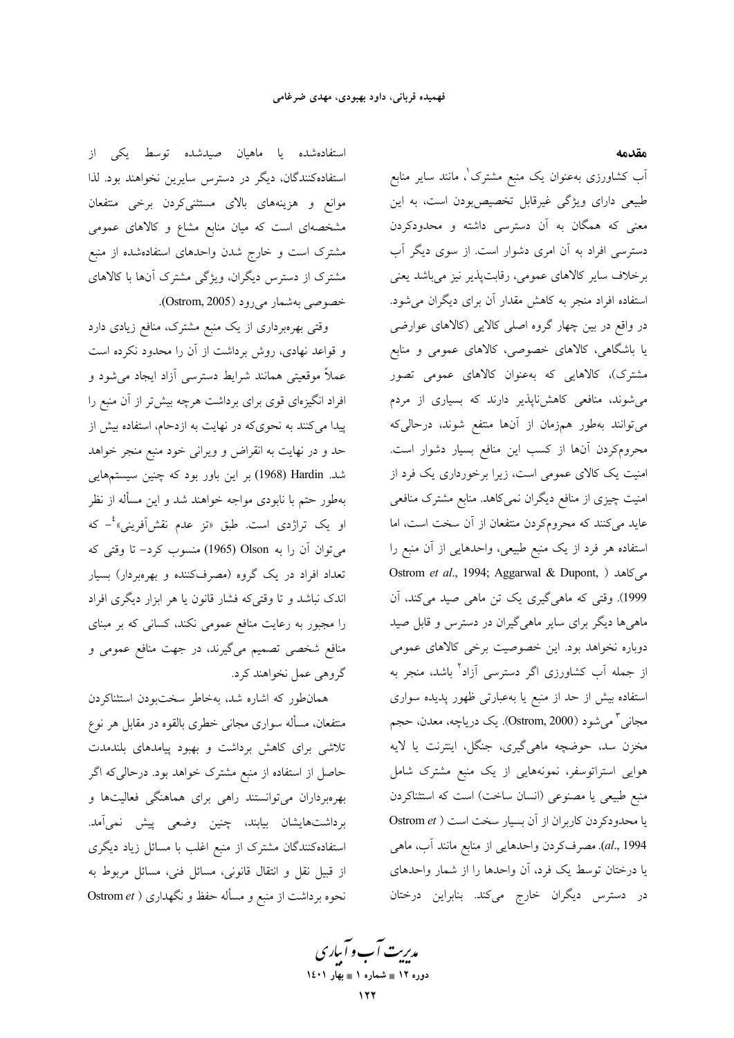## مقدمه

آب کشاورزی به‌عنوان یک منبع مشترک[1]، مانند سایر منابع طبیعی دارای ویژگی غیرقابل تخصیص‌بودن است، به این معنی که همگان به آن دسترسی داشته و محدودکردن دسترسی افراد به آن امری دشوار است. از سوی دیگر آب برخلاف سایر کالاهای عمومی، رقابت‌پذیر نیز می‌باشد یعنی استفاده افراد منجر به کاهش مقدار آن برای دیگران می‌شود. در واقع در بین چهار گروه اصلی کالایی (کالاهای عوارضی یا باشگاهی، کالاهای خصوصی، کالاهای عمومی و منابع مشترک)، کالاهایی که به‌عنوان کالاهای عمومی تصور می‌شوند، منافعی کاهش‌ناپذیر دارند که بسیاری از مردم می‌توانند به‌طور هم‌زمان از آن‌ها منتفع شوند، درحالی‌که محروم‌کردن آن‌ها از کسب این منافع بسیار دشوار است. امنیت یک کالای عمومی است، زیرا برخورداری یک فرد از امنیت چیزی از منافع دیگران نمی‌کاهد. منابع مشترک منافعی عاید می‌کنند که محروم‌کردن منتفعان از آن سخت است، اما استفاده هر فرد از یک منبع طبیعی، واحدهایی از آن منبع را می‌کاهد (Ostrom *et al*., 1994; Aggarwal & Dupont, 1999). وقتی که ماهی‌گیری یک تن ماهی صید می‌کند، آن ماهی‌ها دیگر برای سایر ماهی‌گیران در دسترس و قابل صید دوباره نخواهد بود. این خصوصیت برخی کالاهای عمومی از جمله آب کشاورزی اگر دسترسی آزاد[2] باشد، منجر به استفاده بیش از حد از منبع یا به‌عبارتی ظهور پدیده سواری مجانی[3] می‌شود (Ostrom, 2000). یک دریاچه، معدن، حجم مخزن سد، حوضچه ماهی‌گیری، جنگل، اینترنت یا لایه هوایی استراتوسفر، نمونه‌هایی از یک منبع مشترک شامل منبع طبیعی یا مصنوعی (انسان ساخت) است که استثناکردن یا محدودکردن کاربران از آن بسیار سخت است (Ostrom *et al*., 1994). مصرف‌کردن واحدهایی از منابع مانند آب، ماهی یا درختان توسط یک فرد، آن واحدها را از شمار واحدهای در دسترس دیگران خارج می‌کند. بنابراین درختان استفاده‌شده یا ماهیان صیدشده توسط یکی از استفاده‌کنندگان، دیگر در دسترس سایرین نخواهند بود. لذا موانع و هزینه‌های بالای مستثنی‌کردن برخی منتفعان مشخصه‌ای است که میان منابع مشاع و کالاهای عمومی مشترک است و خارج شدن واحدهای استفاده‌شده از منبع مشترک از دسترس دیگران، ویژگی مشترک آن‌ها با کالاهای خصوصی به‌شمار می‌رود (Ostrom, 2005).

وقتی بهره‌برداری از یک منبع مشترک، منافع زیادی دارد و قواعد نهادی، روش برداشت از آن را محدود نکرده است عملاً موقعیتی همانند شرایط دسترسی آزاد ایجاد می‌شود و افراد انگیزه‌ای قوی برای برداشت هرچه بیش‌تر از آن منبع را پیدا می‌کنند به نحوی‌که در نهایت به ازدحام، استفاده بیش از حد و در نهایت به انقراض و ویرانی خود منبع منجر خواهد شد. Hardin (1968) بر این باور بود که چنین سیستم‌هایی به‌طور حتم با نابودی مواجه خواهند شد و این مسأله از نظر او یک تراژدی است. طبق «تز عدم نقش‌آفرینی»[4]- که می‌توان آن را به Olson (1965) منسوب کرد- تا وقتی که تعداد افراد در یک گروه (مصرف‌کننده و بهره‌بردار) بسیار اندک نباشد و تا وقتی‌که فشار قانون یا هر ابزار دیگری افراد را مجبور به رعایت منافع عمومی نکند، کسانی که بر مبنای منافع شخصی تصمیم می‌گیرند، در جهت منافع عمومی و گروهی عمل نخواهند کرد.

همان‌طور که اشاره شد، به‌خاطر سخت‌بودن استثناکردن منتفعان، مسأله سواری مجانی خطری بالقوه در مقابل هر نوع تلاشی برای کاهش برداشت و بهبود پیامدهای بلندمدت حاصل از استفاده از منبع مشترک خواهد بود. درحالی‌که اگر بهره‌برداران می‌توانستند راهی برای هماهنگی فعالیت‌ها و برداشت‌هایشان بیابند، چنین وضعی پیش نمی‌آمد. استفاده‌کنندگان مشترک از منبع اغلب با مسائل زیاد دیگری از قبیل نقل و انتقال قانونی، مسائل فنی، مسائل مربوط به نحوه برداشت از منبع و مسأله حفظ و نگهداری (Ostrom *et*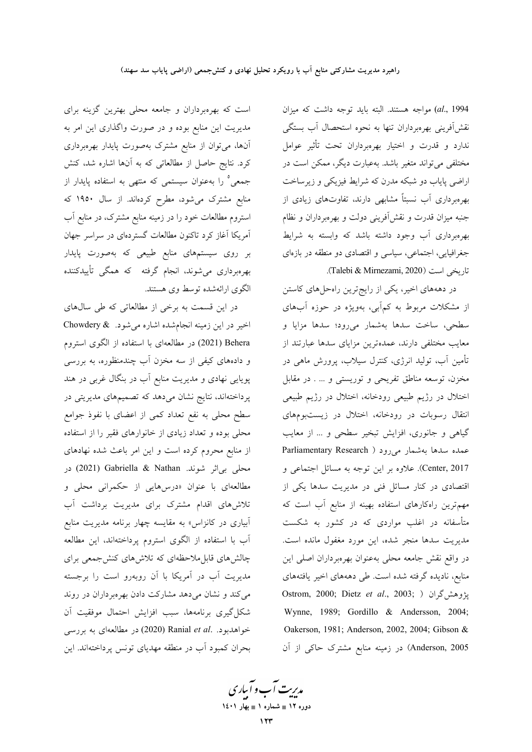*al*., 1994) مواجه هستند. البته باید توجه داشت که میزان نقش‌آفرینی بهره‌برداران تنها به نحوه استحصال آب بستگی ندارد و قدرت و اختیار بهره‌برداران تحت تأثیر عوامل مختلفی می‌تواند متغیر باشد. به‌عبارت دیگر، ممکن است در اراضی پایاب دو شبکه مدرن که شرایط فیزیکی و زیرساخت بهره‌برداری آب نسبتاً مشابهی دارند، تفاوت‌های زیادی از جنبه میزان قدرت و نقش‌آفرینی دولت و بهره‌برداران و نظام بهره‌برداری آب وجود داشته باشد که وابسته به شرایط جغرافیایی، اجتماعی، سیاسی و اقتصادی دو منطقه در بازه‌ای تاریخی است (Talebi & Mirnezami, 2020).

در دهه‌های اخیر، یکی از رایج‌ترین راه‌حل‌های کاستن از مشکلات مربوط به کم‌آبی، به‌ویژه در حوزه آب‌های سطحی، ساخت سدها به‌شمار می‌رود؛ سدها مزایا و معایب مختلفی دارند، عمده‌ترین مزایای سدها عبارتند از تأمین آب، تولید انرژی، کنترل سیلاب، پرورش ماهی در مخزن، توسعه مناطق تفریحی و توریستی و ... . در مقابل اختلال در رژیم طبیعی رودخانه، اختلال در رژیم طبیعی انتقال رسوبات در رودخانه، اختلال در زیست‌بوم‌های گیاهی و جانوری، افزایش تبخیر سطحی و ... از معایب عمده سدها به‌شمار می‌رود (Parliamentary Research Center, 2017). علاوه بر این توجه به مسائل اجتماعی و اقتصادی در کنار مسائل فنی در مدیریت سدها یکی از مهم‌ترین راه‌کارهای استفاده بهینه از منابع آب است که متأسفانه در اغلب مواردی که در کشور به شکست مدیریت سدها منجر شده، این مورد مغفول مانده است. در واقع نقش جامعه محلی به‌عنوان بهره‌برداران اصلی این منابع، نادیده گرفته شده است. طی دهه‌های اخیر یافته‌های پژوهشگران (Ostrom, 2000; Dietz *et al*., 2003; Wynne, 1989; Gordillo & Andersson, 2004; Oakerson, 1981; Anderson, 2002, 2004; Gibson & Anderson, 2005) در زمینه منابع مشترک حاکی از آن است که بهره‌برداران و جامعه محلی بهترین گزینه برای مدیریت این منابع بوده و در صورت واگذاری این امر به آن‌ها، می‌توان از منابع مشترک به‌صورت پایدار بهره‌برداری کرد. نتایج حاصل از مطالعاتی که به آن‌ها اشاره شد، کنش جمعی[5] را به‌عنوان سیستمی که منتهی به استفاده پایدار از منابع مشترک می‌شود، مطرح کرده‌اند. از سال ۱۹۵۰ که استروم مطالعات خود را در زمینه منابع مشترک، در منابع آب آمریکا آغاز کرد تاکنون مطالعات گسترده‌ای در سراسر جهان بر روی سیستم‌های منابع طبیعی که به‌صورت پایدار بهره‌برداری می‌شوند، انجام گرفته که همگی تأییدکننده الگوی ارائه‌شده توسط وی هستند.

در این قسمت به برخی از مطالعاتی که طی سال‌های اخیر در این زمینه انجام‌شده اشاره می‌شود. Chowdery & Behera (2021) در مطالعه‌ای با استفاده از الگوی استروم و داده‌های کیفی از سه مخزن آب چندمنظوره، به بررسی پویایی نهادی و مدیریت منابع آب در بنگال غربی در هند پرداخته‌اند، نتایج نشان می‌دهد که تصمیم‌های مدیریتی در سطح محلی به نفع تعداد کمی از اعضای با نفوذ جوامع محلی بوده و تعداد زیادی از خانوارهای فقیر را از استفاده از منابع محروم کرده است و این امر باعث شده نهادهای محلی بی‌اثر شوند. Gabriella & Nathan (2021) در مطالعه‌ای با عنوان «درس‌هایی از حکمرانی محلی و تلاش‌های اقدام مشترک برای مدیریت برداشت آب آبیاری در کانزاس» به مقایسه چهار برنامه مدیریت منابع آب با استفاده از الگوی استروم پرداخته‌اند، این مطالعه چالش‌های قابل‌ملاحظه‌ای که تلاش‌های کنش‌جمعی برای مدیریت آب در آمریکا با آن روبه‌رو است را برجسته می‌کند و نشان می‌دهد مشارکت دادن بهره‌برداران در روند شکل‌گیری برنامه‌ها، سبب افزایش احتمال موفقیت آن خواهدبود. Ranial *et al*. (2020) در مطالعه‌ای به بررسی بحران کمبود آب در منطقه مهدیای تونس پرداخته‌اند. این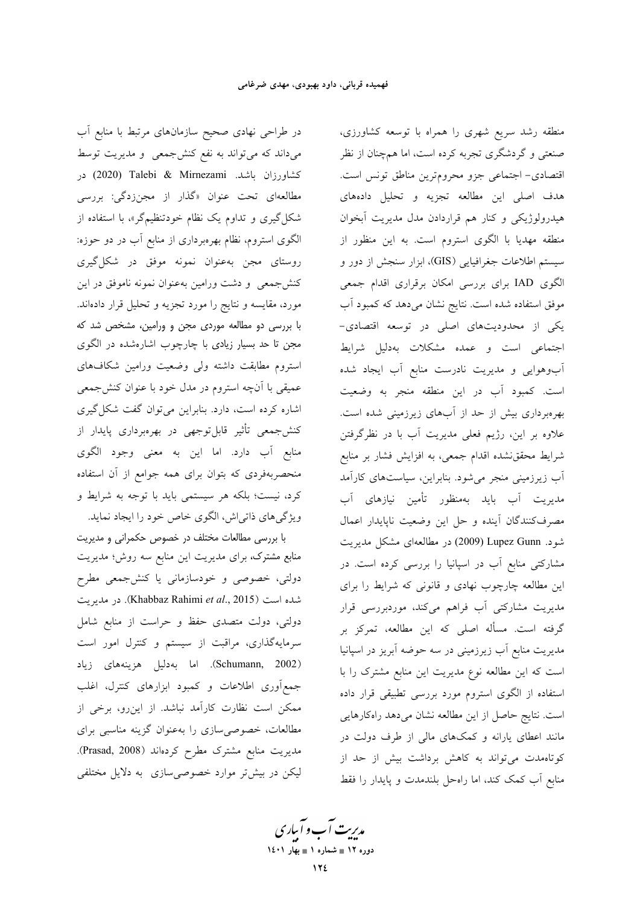منطقه رشد سریع شهری را همراه با توسعه کشاورزی، صنعتی و گردشگری تجربه کرده است، اما هم‌چنان از نظر اقتصادی- اجتماعی جزو محروم‌ترین مناطق تونس است. هدف اصلی این مطالعه تجزیه و تحلیل داده‌های هیدرولوژیکی و کنار هم قراردادن مدل مدیریت آبخوان منطقه مهدیا با الگوی استروم است. به این منظور از سیستم اطلاعات جغرافیایی (GIS)، ابزار سنجش از دور و الگوی IAD برای بررسی امکان برقراری اقدام جمعی موفق استفاده شده است. نتایج نشان می‌دهد که کمبود آب یکی از محدودیت‌های اصلی در توسعه اقتصادی- اجتماعی است و عمده مشکلات به‌دلیل شرایط آب‌وهوایی و مدیریت نادرست منابع آب ایجاد شده است. کمبود آب در این منطقه منجر به وضعیت بهره‌برداری بیش از حد از آب‌های زیرزمینی شده است. علاوه بر این، رژیم فعلی مدیریت آب با در نظرگرفتن شرایط محقق‌نشده اقدام جمعی، به افزایش فشار بر منابع آب زیرزمینی منجر می‌شود. بنابراین، سیاست‌های کارآمد مدیریت آب باید به‌منظور تأمین نیازهای آب مصرف‌کنندگان آینده و حل این وضعیت ناپایدار اعمال شود. Lupez Gunn (2009) در مطالعه‌ای مشکل مدیریت مشارکتی منابع آب در اسپانیا را بررسی کرده است. در این مطالعه چارچوب نهادی و قانونی که شرایط را برای مدیریت مشارکتی آب فراهم می‌کند، موردبررسی قرار گرفته است. مسأله اصلی که این مطالعه، تمرکز بر مدیریت منابع آب زیرزمینی در سه حوضه آبریز در اسپانیا است که این مطالعه نوع مدیریت این منابع مشترک را با استفاده از الگوی استروم مورد بررسی تطبیقی قرار داده است. نتایج حاصل از این مطالعه نشان می‌دهد راه‌کارهایی مانند اعطای یارانه و کمک‌های مالی از طرف دولت در کوتاه‌مدت می‌تواند به کاهش برداشت بیش از حد از منابع آب کمک کند، اما راه‌حل بلندمدت و پایدار را فقط در طراحی نهادی صحیح سازمان‌های مرتبط با منابع آب می‌داند که می‌تواند به نفع کنش‌جمعی و مدیریت توسط کشاورزان باشد. Talebi & Mirnezami (2020) در مطالعه‌ای تحت عنوان «گذار از مجن‌زدگی: بررسی شکل‌گیری و تداوم یک نظام خودتنظیم‌گر»، با استفاده از الگوی استروم، نظام بهره‌برداری از منابع آب در دو حوزه: روستای مجن به‌عنوان نمونه موفق در شکل‌گیری کنش‌جمعی و دشت ورامین به‌عنوان نمونه ناموفق در این مورد، مقایسه و نتایج را مورد تجزیه و تحلیل قرار داده‌اند. با بررسی دو مطالعه موردی مجن و ورامین، مشخص شد که مجن تا حد بسیار زیادی با چارچوب اشاره‌شده در الگوی استروم مطابقت داشته ولی وضعیت ورامین شکاف‌های عمیقی با آن‌چه استروم در مدل خود با عنوان کنش‌جمعی اشاره کرده است، دارد. بنابراین می‌توان گفت شکل‌گیری کنش‌جمعی تأثیر قابل‌توجهی در بهره‌برداری پایدار از منابع آب دارد. اما این به معنی وجود الگوی منحصربه‌فردی که بتوان برای همه جوامع از آن استفاده کرد، نیست؛ بلکه هر سیستمی باید با توجه به شرایط و ویژگی‌های ذاتی‌اش، الگوی خاص خود را ایجاد نماید.

با بررسی مطالعات مختلف در خصوص حکمرانی و مدیریت منابع مشترک، برای مدیریت این منابع سه روش؛ مدیریت دولتی، خصوصی و خودسازمانی یا کنش‌جمعی مطرح شده است (Khabbaz Rahimi *et al*., 2015). در مدیریت دولتی، دولت متصدی حفظ و حراست از منابع شامل سرمایه‌گذاری، مراقبت از سیستم و کنترل امور است (Schumann, 2002). اما به‌دلیل هزینه‌های زیاد جمع‌آوری اطلاعات و کمبود ابزارهای کنترل، اغلب ممکن است نظارت کارآمد نباشد. از این‌رو، برخی از مطالعات، خصوصی‌سازی را به‌عنوان گزینه مناسبی برای مدیریت منابع مشترک مطرح کرده‌اند (Prasad, 2008). لیکن در بیش‌تر موارد خصوصی‌سازی به دلایل مختلفی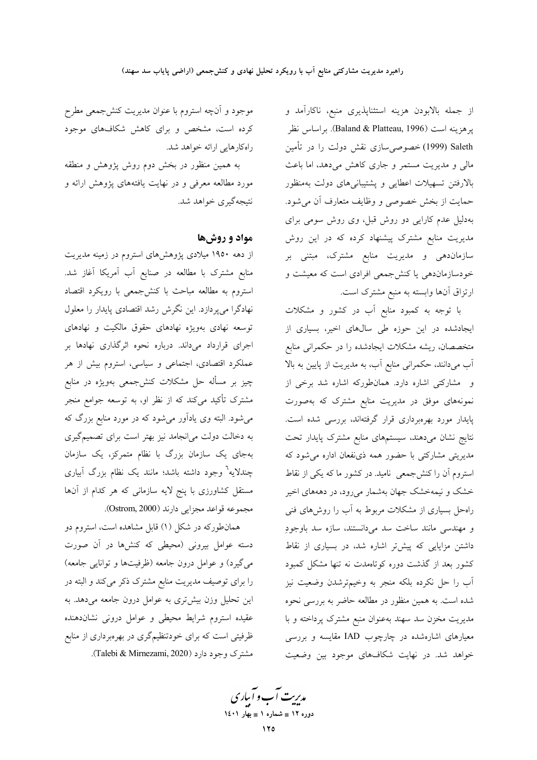از جمله بالابودن هزینه استثناپذیری منبع، ناکارآمد و پرهزینه است (Baland & Platteau, 1996). براساس نظر Saleth (1999) خصوصی‌سازی نقش دولت را در تأمین مالی و مدیریت مستمر و جاری کاهش می‌دهد، اما باعث بالارفتن تسهیلات اعطایی و پشتیبانی‌های دولت به‌منظور حمایت از بخش خصوصی و وظایف متعارف آن می‌شود. به‌دلیل عدم کارایی دو روش قبل، وی روش سومی برای مدیریت منابع مشترک پیشنهاد کرده که در این روش سازمان‌دهی و مدیریت منابع مشترک، مبتنی بر خودسازمان‌دهی یا کنش‌جمعی افرادی است که معیشت و ارتزاق آن‌ها وابسته به منبع مشترک است.

با توجه به کمبود منابع آب در کشور و مشکلات ایجادشده در این حوزه طی سال‌های اخیر، بسیاری از متخصصان، ریشه مشکلات ایجادشده را در حکمرانی منابع آب می‌دانند، حکمرانی منابع آب، به مدیریت از پایین به بالا و مشارکتی اشاره دارد. همان‌طورکه اشاره شد برخی از نمونه‌های موفق در مدیریت منابع مشترک که به‌صورت پایدار مورد بهره‌برداری قرار گرفته‌اند، بررسی شده است. نتایج نشان می‌دهند، سیستم‌های منابع مشترک پایدار تحت مدیریتی مشارکتی با حضور همه ذی‌نفعان اداره می‌شود که استروم آن را کنش‌جمعی نامید. در کشور ما که یکی از نقاط خشک و نیمه‌خشک جهان به‌شمار می‌رود، در دهه‌های اخیر راه‌حل بسیاری از مشکلات مربوط به آب را روش‌های فنی و مهندسی مانند ساخت سد می‌دانستند، سازه سد باوجودِ داشتن مزایایی که پیش‌تر اشاره شد، در بسیاری از نقاط کشور بعد از گذشت دوره کوتاه‌مدت نه تنها مشکل کمبود آب را حل نکرده بلکه منجر به وخیم‌ترشدن وضعیت نیز شده است. به همین منظور در مطالعه حاضر به بررسی نحوه مدیریت مخزن سد سهند به‌عنوان منبع مشترک پرداخته و با معیارهای اشاره‌شده در چارچوب IAD مقایسه و بررسی خواهد شد. در نهایت شکاف‌های موجود بین وضعیت موجود و آن‌چه استروم با عنوان مدیریت کنش‌جمعی مطرح کرده است، مشخص و برای کاهش شکاف‌های موجود راه‌کارهایی ارائه خواهد شد.

به همین منظور در بخش دوم روش پژوهش و منطقه مورد مطالعه معرفی و در نهایت یافته‌های پژوهش ارائه و نتیجه‌گیری خواهد شد.

## مواد و روش‌ها

از دهه ۱۹۵۰ میلادی پژوهش‌های استروم در زمینه مدیریت منابع مشترک با مطالعه در صنایع آب آمریکا آغاز شد. استروم به مطالعه مباحث با کنش‌جمعی با رویکرد اقتصاد نهادگرا می‌پردازد. این نگرش رشد اقتصادی پایدار را معلول توسعه نهادی به‌ویژه نهادهای حقوق مالکیت و نهادهای اجرای قرارداد می‌داند. درباره نحوه اثرگذاری نهادها بر عملکرد اقتصادی، اجتماعی و سیاسی، استروم بیش از هر چیز بر مسأله حل مشکلات کنش‌جمعی به‌ویژه در منابع مشترک تأکید می‌کند که از نظر او، به توسعه جوامع منجر می‌شود. البته وی یادآور می‌شود که در مورد منابع بزرگ که به دخالت دولت می‌انجامد نیز بهتر است برای تصمیم‌گیری به‌جای یک سازمان بزرگ با نظام متمرکز، یک سازمان چندلایه[1] وجود داشته باشد؛ مانند یک نظام بزرگ آبیاری مستقل کشاورزی با پنج لایه سازمانی که هر کدام از آن‌ها مجموعه قواعد مجزایی دارند (Ostrom, 2000).

همان‌طورکه در شکل (۱) قابل مشاهده است، استروم دو دسته عوامل بیرونی (محیطی که کنش‌ها در آن صورت می‌گیرد) و عوامل درون جامعه (ظرفیت‌ها و توانایی جامعه) را برای توصیف مدیریت منابع مشترک ذکر می‌کند و البته در این تحلیل وزن بیش‌تری به عوامل درون جامعه می‌دهد. به عقیده استروم شرایط محیطی و عوامل درونی نشان‌دهنده ظرفیتی است که برای خودتنظیم‌گری در بهره‌برداری از منابع مشترک وجود دارد (Talebi & Mirnezami, 2020).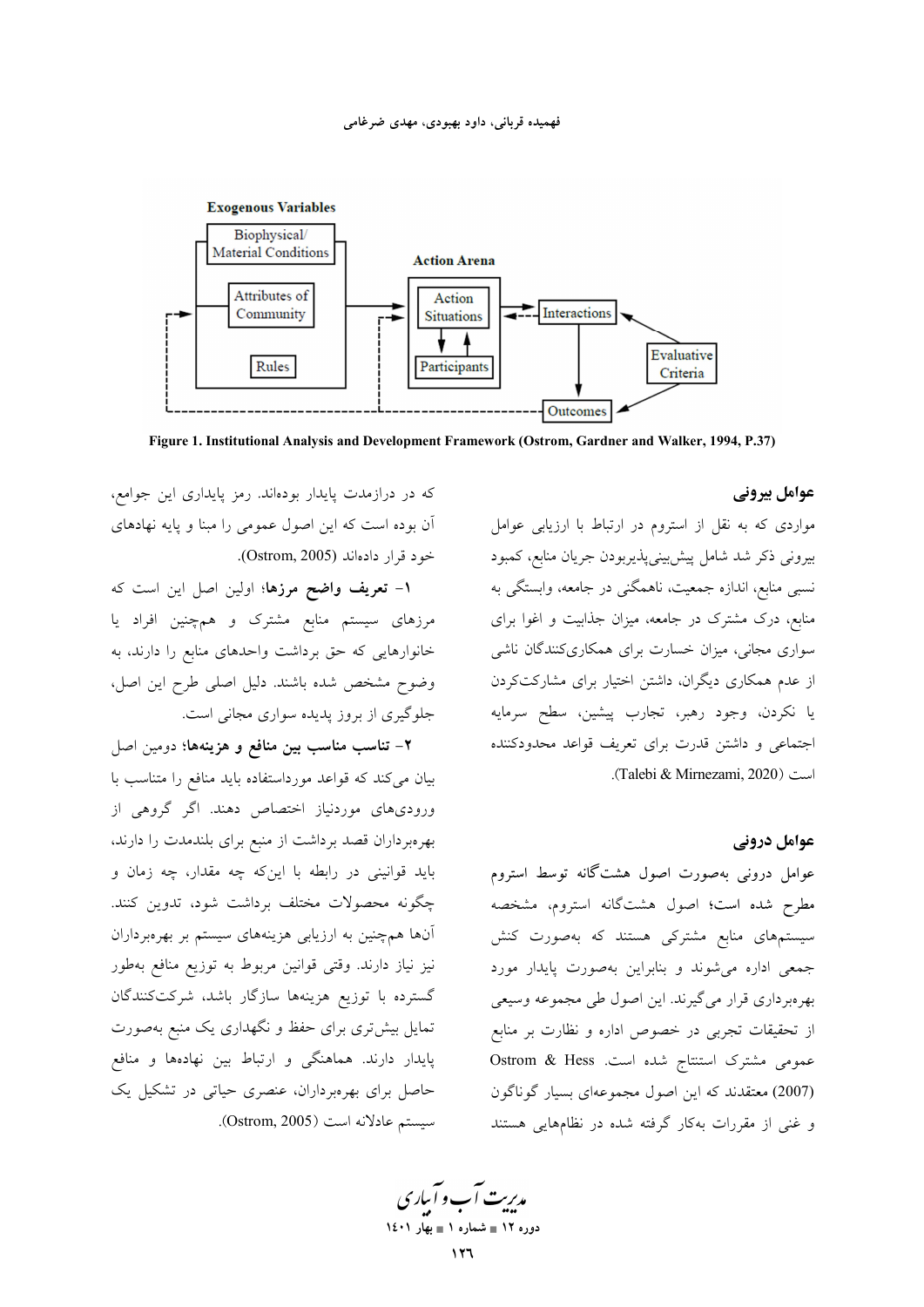Figure 1. Institutional Analysis and Development Framework (Ostrom, Gardner and Walker, 1994, P.37)

## عوامل بیرونی

مواردی که به نقل از استروم در ارتباط با ارزیابی عوامل بیرونی ذکر شد شامل پیش‌بینی‌پذیربودن جریان منابع، کمبود نسبی منابع، اندازه جمعیت، ناهمگنی در جامعه، وابستگی به منابع، درک مشترک در جامعه، میزان جذابیت و اغوا برای سواری مجانی، میزان خسارت برای همکاری‌کنندگان ناشی از عدم همکاری دیگران، داشتن اختیار برای مشارکت‌کردن یا نکردن، وجود رهبر، تجارب پیشین، سطح سرمایه اجتماعی و داشتن قدرت برای تعریف قواعد محدودکننده است (Talebi & Mirnezami, 2020).

## عوامل درونی

عوامل درونی به‌صورت اصول هشت‌گانه توسط استروم مطرح شده است؛ اصول هشت‌گانه استروم، مشخصه سیستم‌های منابع مشترکی هستند که به‌صورت کنش جمعی اداره می‌شوند و بنابراین به‌صورت پایدار مورد بهره‌برداری قرار می‌گیرند. این اصول طی مجموعه وسیعی از تحقیقات تجربی در خصوص اداره و نظارت بر منابع عمومی مشترک استنتاج شده است. Ostrom & Hess (2007) معتقدند که این اصول مجموعه‌ای بسیار گوناگون و غنی از مقررات به‌کار گرفته شده در نظام‌هایی هستند که در درازمدت پایدار بوده‌اند. رمز پایداری این جوامع، آن بوده است که این اصول عمومی را مبنا و پایه نهادهای خود قرار داده‌اند (Ostrom, 2005).

۱- **تعریف واضح مرزها**؛ اولین اصل این است که مرزهای سیستم منابع مشترک و همچنین افراد یا خانوارهایی که حق برداشت واحدهای منابع را دارند، به وضوح مشخص شده باشند. دلیل اصلی طرح این اصل، جلوگیری از بروز پدیده سواری مجانی است.

۲- **تناسب مناسب بین منافع و هزینه‌ها**؛ دومین اصل بیان می‌کند که قواعد مورداستفاده باید منافع را متناسب با ورودی‌های موردنیاز اختصاص دهند. اگر گروهی از بهره‌برداران قصد برداشت از منبع برای بلندمدت را دارند، باید قوانینی در رابطه با اینکه چه مقدار، چه زمان و چگونه محصولات مختلف برداشت شود، تدوین کنند. آن‌ها همچنین به ارزیابی هزینه‌های سیستم بر بهره‌برداران نیز نیاز دارند. وقتی قوانین مربوط به توزیع منافع به‌طور گسترده با توزیع هزینه‌ها سازگار باشد، شرکت‌کنندگان تمایل بیش‌تری برای حفظ و نگهداری یک منبع به‌صورت پایدار دارند. هماهنگی و ارتباط بین نهادها و منافع حاصل برای بهره‌برداران، عنصری حیاتی در تشکیل یک سیستم عادلانه است (Ostrom, 2005).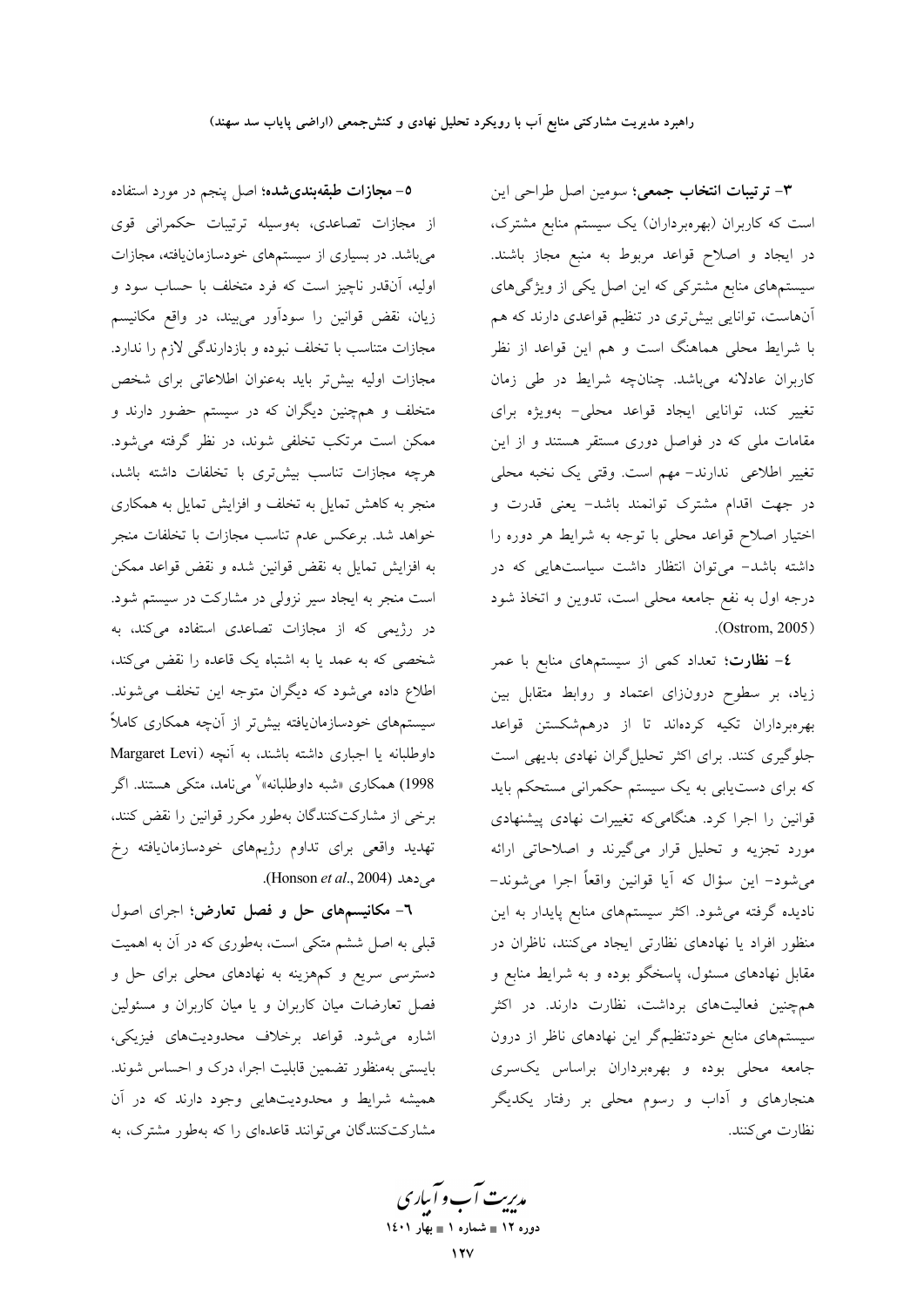**۳- ترتیبات انتخاب جمعی؛** سومین اصل طراحی این است که کاربران (بهره‌برداران) یک سیستم منابع مشترک، در ایجاد و اصلاح قواعد مربوط به منبع مجاز باشند. سیستم‌های منابع مشترکی که این اصل یکی از ویژگی‌های آن‌هاست، توانایی بیش‌تری در تنظیم قواعدی دارند که هم با شرایط محلی هماهنگ است و هم این قواعد از نظر کاربران عادلانه می‌باشد. چنانچه شرایط در طی زمان تغییر کند، توانایی ایجاد قواعد محلی- به‌ویژه برای مقامات ملی که در فواصل دوری مستقر هستند و از این تغییر اطلاعی ندارند- مهم است. وقتی یک نخبه محلی در جهت اقدام مشترک توانمند باشد- یعنی قدرت و اختیار اصلاح قواعد محلی با توجه به شرایط هر دوره را داشته باشد- می‌توان انتظار داشت سیاست‌هایی که در درجه اول به نفع جامعه محلی است، تدوین و اتخاذ شود (Ostrom, 2005).

**٤- نظارت؛** تعداد کمی از سیستم‌های منابع با عمر زیاد، بر سطوح درون‌زای اعتماد و روابط متقابل بین بهره‌برداران تکیه کرده‌اند تا از درهم‌شکستن قواعد جلوگیری کنند. برای اکثر تحلیل‌گران نهادی بدیهی است که برای دست‌یابی به یک سیستم حکمرانی مستحکم باید قوانین را اجرا کرد. هنگامی‌که تغییرات نهادی پیشنهادی مورد تجزیه و تحلیل قرار می‌گیرند و اصلاحاتی ارائه می‌شود- این سؤال که آیا قوانین واقعاً اجرا می‌شوند- نادیده گرفته می‌شود. اکثر سیستم‌های منابع پایدار به این منظور افراد یا نهادهای نظارتی ایجاد می‌کنند، ناظران در مقابل نهادهای مسئول، پاسخگو بوده و به شرایط منابع و همچنین فعالیت‌های برداشت، نظارت دارند. در اکثر سیستم‌های منابع خودتنظیم‌گر این نهادهای ناظر از درون جامعه محلی بوده و بهره‌برداران براساس یک‌سری هنجارهای و آداب و رسوم محلی بر رفتار یکدیگر نظارت می‌کنند.

**٥- مجازات طبقه‌بندی‌شده؛** اصل پنجم در مورد استفاده از مجازات تصاعدی، به‌وسیله ترتیبات حکمرانی قوی می‌باشد. در بسیاری از سیستم‌های خودسازمان‌یافته، مجازات اولیه، آن‌قدر ناچیز است که فرد متخلف با حساب سود و زیان، نقض قوانین را سودآور می‌بیند، در واقع مکانیسم مجازات متناسب با تخلف نبوده و بازدارندگی لازم را ندارد. مجازات اولیه بیش‌تر باید به‌عنوان اطلاعاتی برای شخص متخلف و همچنین دیگران که در سیستم حضور دارند و ممکن است مرتکب تخلفی شوند، در نظر گرفته می‌شود. هرچه مجازات تناسب بیش‌تری با تخلفات داشته باشد، منجر به کاهش تمایل به تخلف و افزایش تمایل به همکاری خواهد شد. برعکس عدم تناسب مجازات با تخلفات منجر به افزایش تمایل به نقض قوانین شده و نقض قواعد ممکن است منجر به ایجاد سیر نزولی در مشارکت در سیستم شود. در رژیمی که از مجازات تصاعدی استفاده می‌کند، به شخصی که به عمد یا به اشتباه یک قاعده را نقض می‌کند، اطلاع داده می‌شود که دیگران متوجه این تخلف می‌شوند. سیستم‌های خودسازمان‌یافته بیش‌تر از آنچه همکاری کاملاً داوطلبانه یا اجباری داشته باشند، به آنچه (Margaret Levi 1998) همکاری «شبه داوطلبانه»[۷] می‌نامد، متکی هستند. اگر برخی از مشارکت‌کنندگان به‌طور مکرر قوانین را نقض کنند، تهدید واقعی برای تداوم رژیم‌های خودسازمان‌یافته رخ می‌دهد (Honson *et al*., 2004).

**٦- مکانیسم‌های حل و فصل تعارض؛** اجرای اصول قبلی به اصل ششم متکی است، به‌طوری که در آن به اهمیت دسترسی سریع و کم‌هزینه به نهادهای محلی برای حل و فصل تعارضات میان کاربران و یا میان کاربران و مسئولین اشاره می‌شود. قواعد برخلاف محدودیت‌های فیزیکی، بایستی به‌منظور تضمین قابلیت اجرا، درک و احساس شوند. همیشه شرایط و محدودیت‌هایی وجود دارند که در آن مشارکت‌کنندگان می‌توانند قاعده‌ای را که به‌طور مشترک، به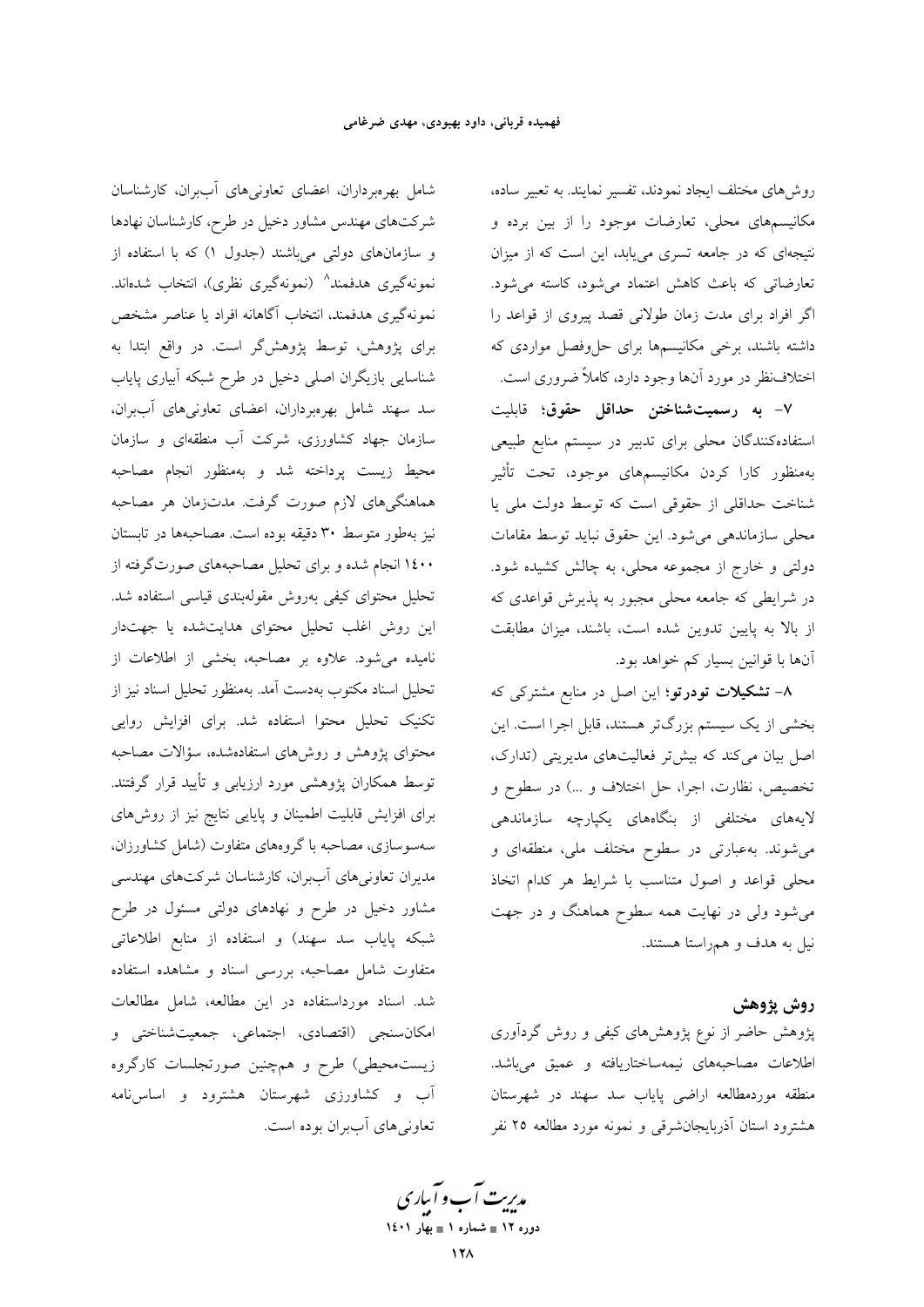روش‌های مختلف ایجاد نمودند، تفسیر نمایند. به تعبیر ساده، مکانیسم‌های محلی، تعارضات موجود را از بین برده و نتیجه‌ای که در جامعه تسری می‌یابد، این است که از میزان تعارضاتی که باعث کاهش اعتماد می‌شود، کاسته می‌شود. اگر افراد برای مدت زمان طولانی قصد پیروی از قواعد را داشته باشند، برخی مکانیسم‌ها برای حل‌وفصل مواردی که اختلاف‌نظر در مورد آن‌ها وجود دارد، کاملاً ضروری است.

۷- **به رسمیت‌شناختن حداقل حقوق؛** قابلیت استفاده‌کنندگان محلی برای تدبیر در سیستم منابع طبیعی به‌منظور کارا کردن مکانیسم‌های موجود، تحت تأثیر شناخت حداقلی از حقوقی است که توسط دولت ملی یا محلی سازماندهی می‌شود. این حقوق نباید توسط مقامات دولتی و خارج از مجموعه محلی، به چالش کشیده شود. در شرایطی که جامعه محلی مجبور به پذیرش قواعدی که از بالا به پایین تدوین شده است، باشند، میزان مطابقت آن‌ها با قوانین بسیار کم خواهد بود.

۸- **تشکیلات تودرتو؛** این اصل در منابع مشترکی که بخشی از یک سیستم بزرگ‌تر هستند، قابل اجرا است. این اصل بیان می‌کند که بیش‌تر فعالیت‌های مدیریتی (تدارک، تخصیص، نظارت، اجرا، حل اختلاف و ...) در سطوح و لایه‌های مختلفی از بنگاه‌های یکپارچه سازماندهی می‌شوند. به‌عبارتی در سطوح مختلف ملی، منطقه‌ای و محلی قواعد و اصول متناسب با شرایط هر کدام اتخاذ می‌شود ولی در نهایت همه سطوح هماهنگ و در جهت نیل به هدف و هم‌راستا هستند.

## روش پژوهش

پژوهش حاضر از نوع پژوهش‌های کیفی و روش گردآوری اطلاعات مصاحبه‌های نیمه‌ساختاریافته و عمیق می‌باشد. منطقه موردمطالعه اراضی پایاب سد سهند در شهرستان هشترود استان آذربایجان‌شرقی و نمونه مورد مطالعه ۲۵ نفر شامل بهره‌برداران، اعضای تعاونی‌های آب‌بران، کارشناسان شرکت‌های مهندس مشاور دخیل در طرح، کارشناسان نهادها و سازمان‌های دولتی می‌باشند (جدول ۱) که با استفاده از نمونه‌گیری هدفمند[8] (نمونه‌گیری نظری)، انتخاب شده‌اند. نمونه‌گیری هدفمند، انتخاب آگاهانه افراد یا عناصر مشخص برای پژوهش، توسط پژوهش‌گر است. در واقع ابتدا به شناسایی بازیگران اصلی دخیل در طرح شبکه آبیاری پایاب سد سهند شامل بهره‌برداران، اعضای تعاونی‌های آب‌بران، سازمان جهاد کشاورزی، شرکت آب منطقه‌ای و سازمان محیط زیست پرداخته شد و به‌منظور انجام مصاحبه هماهنگی‌های لازم صورت گرفت. مدت‌زمان هر مصاحبه نیز به‌طور متوسط ۳۰ دقیقه بوده است. مصاحبه‌ها در تابستان ۱۴۰۰ انجام شده و برای تحلیل مصاحبه‌های صورت‌گرفته از تحلیل محتوای کیفی به‌روش مقوله‌بندی قیاسی استفاده شد. این روش اغلب تحلیل محتوای هدایت‌شده یا جهت‌دار نامیده می‌شود. علاوه بر مصاحبه، بخشی از اطلاعات از تحلیل اسناد مکتوب به‌دست آمد. به‌منظور تحلیل اسناد نیز از تکنیک تحلیل محتوا استفاده شد. برای افزایش روایی محتوای پژوهش و روش‌های استفاده‌شده، سؤالات مصاحبه توسط همکاران پژوهشی مورد ارزیابی و تأیید قرار گرفتند. برای افزایش قابلیت اطمینان و پایایی نتایج نیز از روش‌های سه‌سوسازی، مصاحبه با گروه‌های متفاوت (شامل کشاورزان، مدیران تعاونی‌های آب‌بران، کارشناسان شرکت‌های مهندسی مشاور دخیل در طرح و نهادهای دولتی مسئول در طرح شبکه پایاب سد سهند) و استفاده از منابع اطلاعاتی متفاوت شامل مصاحبه، بررسی اسناد و مشاهده استفاده شد. اسناد مورداستفاده در این مطالعه، شامل مطالعات امکان‌سنجی (اقتصادی، اجتماعی، جمعیت‌شناختی و زیست‌محیطی) طرح و هم‌چنین صورتجلسات کارگروه آب و کشاورزی شهرستان هشترود و اساس‌نامه تعاونی‌های آب‌بران بوده است.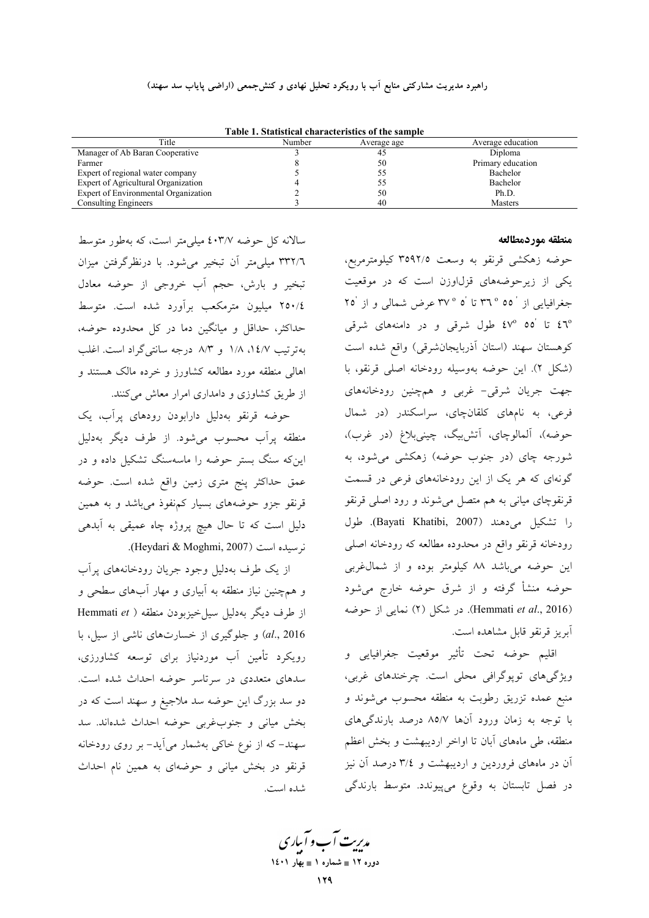**Table 1. Statistical characteristics of the sample**

| Title | Number | Average age | Average education |
|---|---|---|---|
| Manager of Ab Baran Cooperative | 3 | 45 | Diploma |
| Farmer | 8 | 50 | Primary education |
| Expert of regional water company | 5 | 55 | Bachelor |
| Expert of Agricultural Organization | 4 | 55 | Bachelor |
| Expert of Environmental Organization | 2 | 50 | Ph.D. |
| Consulting Engineers | 3 | 40 | Masters |

### منطقه موردمطالعه

حوضه زهکشی قرنقو به وسعت ۳۵۹۲/۵ کیلومترمربع، یکی از زیرحوضه‌های قزل‌اوزن است که در موقعیت جغرافیایی از ´۵۵ °۳٦ تا ´۵ °۳۷ عرض شمالی و از ´۲۵ °٤٦ تا ´۵۵ °٤۷ طول شرقی و در دامنه‌های شرقی کوهستان سهند (استان آذربایجان‌شرقی) واقع شده است (شکل ۲). این حوضه به‌وسیله رودخانه اصلی قرنقو، با جهت جریان شرقی- غربی و همچنین رودخانه‌های فرعی، به نام‌های کلقان‌چای، سراسکندر (در شمال حوضه)، آلمالوچای، آتش‌بیگ، چینی‌بلاغ (در غرب)، شورجه چای (در جنوب حوضه) زهکشی می‌شود، به گونه‌ای که هر یک از این رودخانه‌های فرعی در قسمت قرنقوچای میانی به هم متصل می‌شوند و رود اصلی قرنقو را تشکیل می‌دهند (Bayati Khatibi, 2007). طول رودخانه قرنقو واقع در محدوده مطالعه که رودخانه اصلی این حوضه می‌باشد ۸۸ کیلومتر بوده و از شمال‌غربی حوضه منشأ گرفته و از شرق حوضه خارج می‌شود (Hemmati *et al*., 2016). در شکل (۲) نمایی از حوضه آبریز قرنقو قابل مشاهده است.

اقلیم حوضه تحت تأثیر موقعیت جغرافیایی و ویژگی‌های توپوگرافی محلی است. چرخندهای غربی، منبع عمده تزریق رطوبت به منطقه محسوب می‌شوند و با توجه به زمان ورود آن‌ها ۸۵/۷ درصد بارندگی‌های منطقه، طی ماه‌های آبان تا اواخر اردیبهشت و بخش اعظم آن در ماه‌های فروردین و اردیبهشت و ۳/٤ درصد آن نیز در فصل تابستان به وقوع می‌پیوندد. متوسط بارندگی سالانه کل حوضه ٤۰۳/۷ میلی‌متر است، که به‌طور متوسط ۳۳۲/٦ میلی‌متر آن تبخیر می‌شود. با درنظرگرفتن میزان تبخیر و بارش، حجم آب خروجی از حوضه معادل ۲۵۰/٤ میلیون مترمکعب برآورد شده است. متوسط حداکثر، حداقل و میانگین دما در کل محدوده حوضه، به‌ترتیب ۱٤/۷، ۱/۸ و ۸/۳ درجه سانتی‌گراد است. اغلب اهالی منطقه مورد مطالعه کشاورز و خرده مالک هستند و از طریق کشاورزی و دامداری امرار معاش می‌کنند.

حوضه قرنقو به‌دلیل دارابودن رودهای پرآب، یک منطقه پرآب محسوب می‌شود. از طرف دیگر به‌دلیل این‌که سنگ بستر حوضه را ماسه‌سنگ تشکیل داده و در عمق حداکثر پنج متری زمین واقع شده است. حوضه قرنقو جزو حوضه‌های بسیار کم‌نفوذ می‌باشد و به همین دلیل است که تا حال هیچ پروژه چاه عمیقی به آبدهی نرسیده است (Heydari & Moghmi, 2007).

از یک طرف به‌دلیل وجود جریان رودخانه‌های پرآب و همچنین نیاز منطقه به آبیاری و مهار آب‌های سطحی و از طرف دیگر به‌دلیل سیل‌خیزبودن منطقه (Hemmati *et al*., 2016) و جلوگیری از خسارت‌های ناشی از سیل، با رویکرد تأمین آب موردنیاز برای توسعه کشاورزی، سدهای متعددی در سرتاسر حوضه احداث شده است. دو سد بزرگ این حوضه سد ملاجیغ و سهند است که در بخش میانی و جنوب‌غربی حوضه احداث شده‌اند. سد سهند- که از نوع خاکی به‌شمار می‌آید- بر روی رودخانه قرنقو در بخش میانی و حوضه‌ای به همین نام احداث شده است.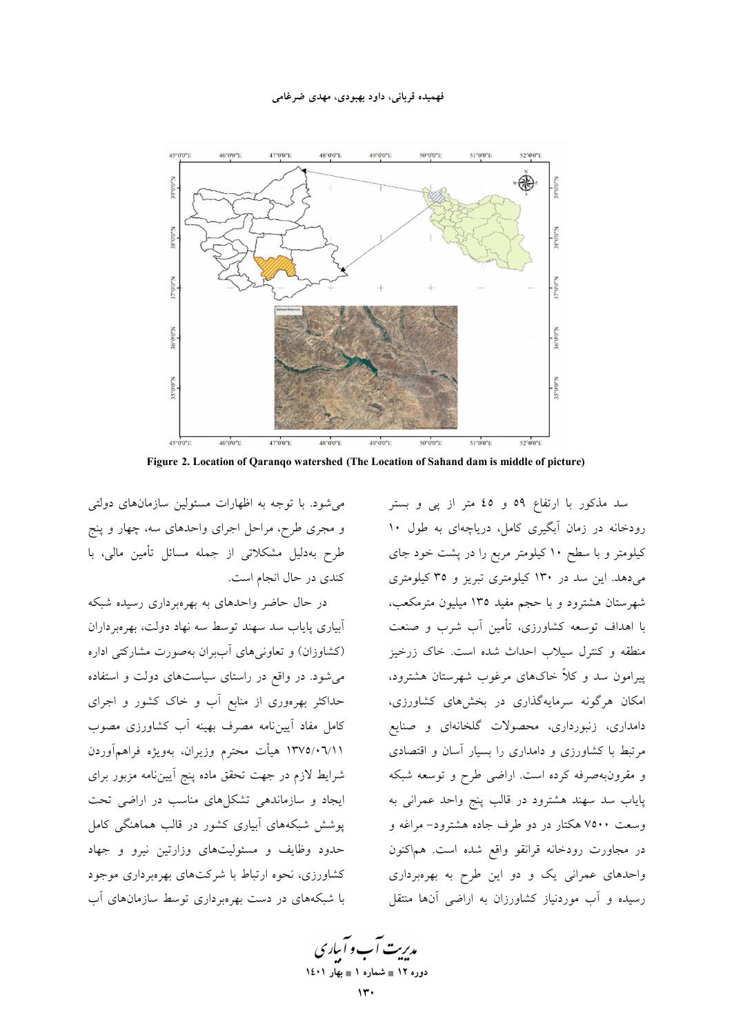Figure 2. Location of Qaranqo watershed (The Location of Sahand dam is middle of picture)

سد مذکور با ارتفاع ۵۹ و ۴۵ متر از پی و بستر رودخانه در زمان آبگیری کامل، دریاچه‌ای به طول ۱۰ کیلومتر و با سطح ۱۰ کیلومتر مربع را در پشت خود جای می‌دهد. این سد در ۱۳۰ کیلومتری تبریز و ۳۵ کیلومتری شهرستان هشترود و با حجم مفید ۱۳۵ میلیون مترمکعب، با اهداف توسعه کشاورزی، تأمین آب شرب و صنعت منطقه و کنترل سیلاب احداث شده است. خاک زرخیز پیرامون سد و کلاً خاک‌های مرغوب شهرستان هشترود، امکان هرگونه سرمایه‌گذاری در بخش‌های کشاورزی، دامداری، زنبورداری، محصولات گلخانه‌ای و صنایع مرتبط با کشاورزی و دامداری را بسیار آسان و اقتصادی و مقرون‌به‌صرفه کرده است. اراضی طرح و توسعه شبکه پایاب سد سهند هشترود در قالب پنج واحد عمرانی به وسعت ۷۵۰۰ هکتار در دو طرف جاده هشترود- مراغه و در مجاورت رودخانه قرانقو واقع شده است. هم‌اکنون واحدهای عمرانی یک و دو این طرح به بهره‌برداری رسیده و آب موردنیاز کشاورزان به اراضی آن‌ها منتقل می‌شود. با توجه به اظهارات مسئولین سازمان‌های دولتی و مجری طرح، مراحل اجرای واحدهای سه، چهار و پنج طرح به‌دلیل مشکلاتی از جمله مسائل تأمین مالی، با کندی در حال انجام است.

در حال حاضر واحدهای به بهره‌برداری رسیده شبکه آبیاری پایاب سد سهند توسط سه نهاد دولت، بهره‌برداران (کشاورزان) و تعاونی‌های آب‌بران به‌صورت مشارکتی اداره می‌شود. در واقع در راستای سیاست‌های دولت و استفاده حداکثر بهره‌وری از منابع آب و خاک کشور و اجرای کامل مفاد آیین‌نامه مصرف بهینه آب کشاورزی مصوب ۱۳۷۵/۰۶/۱۱ هیأت محترم وزیران، به‌ویژه فراهم‌آوردن شرایط لازم در جهت تحقق ماده پنج آیین‌نامه مزبور برای ایجاد و سازماندهی تشکل‌های مناسب در اراضی تحت پوشش شبکه‌های آبیاری کشور در قالب هماهنگی کامل حدود وظایف و مسئولیت‌های وزارتین نیرو و جهاد کشاورزی، نحوه ارتباط با شرکت‌های بهره‌برداری موجود با شبکه‌های در دست بهره‌برداری توسط سازمان‌های آب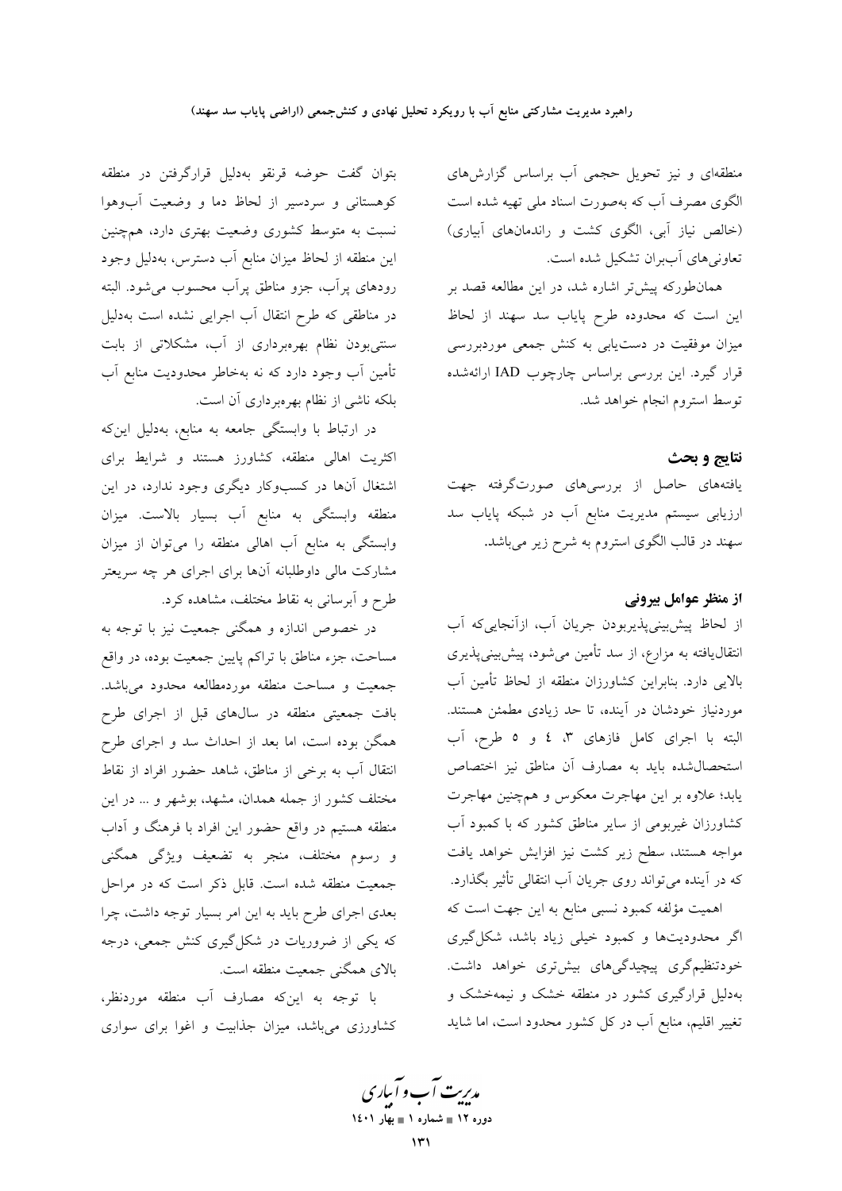منطقه‌ای و نیز تحویل حجمی آب براساس گزارش‌های الگوی مصرف آب که به‌صورت اسناد ملی تهیه شده است (خالص نیاز آبی، الگوی کشت و راندمان‌های آبیاری) تعاونی‌های آب‌بران تشکیل شده است.

همان‌طورکه پیش‌تر اشاره شد، در این مطالعه قصد بر این است که محدوده طرح پایاب سد سهند از لحاظ میزان موفقیت در دست‌یابی به کنش جمعی موردبررسی قرار گیرد. این بررسی براساس چارچوب IAD ارائه‌شده توسط استروم انجام خواهد شد.

## نتایج و بحث

یافته‌های حاصل از بررسی‌های صورت‌گرفته جهت ارزیابی سیستم مدیریت منابع آب در شبکه پایاب سد سهند در قالب الگوی استروم به شرح زیر می‌باشد.

### از منظر عوامل بیرونی

از لحاظ پیش‌بینی‌پذیربودن جریان آب، ازآنجایی‌که آب انتقال‌یافته به مزارع، از سد تأمین می‌شود، پیش‌بینی‌پذیری بالایی دارد. بنابراین کشاورزان منطقه از لحاظ تأمین آب موردنیاز خودشان در آینده، تا حد زیادی مطمئن هستند. البته با اجرای کامل فازهای ۳، ٤ و ٥ طرح، آب استحصال‌شده باید به مصارف آن مناطق نیز اختصاص یابد؛ علاوه بر این مهاجرت معکوس و همچنین مهاجرت کشاورزان غیربومی از سایر مناطق کشور که با کمبود آب مواجه هستند، سطح زیر کشت نیز افزایش خواهد یافت که در آینده می‌تواند روی جریان آب انتقالی تأثیر بگذارد.

اهمیت مؤلفه کمبود نسبی منابع به این جهت است که اگر محدودیت‌ها و کمبود خیلی زیاد باشد، شکل‌گیری خودتنظیم‌گری پیچیدگی‌های بیش‌تری خواهد داشت. به‌دلیل قرارگیری کشور در منطقه خشک و نیمه‌خشک و تغییر اقلیم، منابع آب در کل کشور محدود است، اما شاید بتوان گفت حوضه قرنقو به‌دلیل قرارگرفتن در منطقه کوهستانی و سردسیر از لحاظ دما و وضعیت آب‌وهوا نسبت به متوسط کشوری وضعیت بهتری دارد، همچنین این منطقه از لحاظ میزان منابع آب دسترس، به‌دلیل وجود رودهای پرآب، جزو مناطق پرآب محسوب می‌شود. البته در مناطقی که طرح انتقال آب اجرایی نشده است به‌دلیل سنتی‌بودن نظام بهره‌برداری از آب، مشکلاتی از بابت تأمین آب وجود دارد که نه به‌خاطر محدودیت منابع آب بلکه ناشی از نظام بهره‌برداری آن است.

در ارتباط با وابستگی جامعه به منابع، به‌دلیل این‌که اکثریت اهالی منطقه، کشاورز هستند و شرایط برای اشتغال آن‌ها در کسب‌وکار دیگری وجود ندارد، در این منطقه وابستگی به منابع آب بسیار بالاست. میزان وابستگی به منابع آب اهالی منطقه را می‌توان از میزان مشارکت مالی داوطلبانه آن‌ها برای اجرای هر چه سریع‌تر طرح و آبرسانی به نقاط مختلف، مشاهده کرد.

در خصوص اندازه و همگنی جمعیت نیز با توجه به مساحت، جزء مناطق با تراکم پایین جمعیت بوده، در واقع جمعیت و مساحت منطقه موردمطالعه محدود می‌باشد. بافت جمعیتی منطقه در سال‌های قبل از اجرای طرح همگن بوده است، اما بعد از احداث سد و اجرای طرح انتقال آب به برخی از مناطق، شاهد حضور افراد از نقاط مختلف کشور از جمله همدان، مشهد، بوشهر و ... در این منطقه هستیم در واقع حضور این افراد با فرهنگ و آداب و رسوم مختلف، منجر به تضعیف ویژگی همگنی جمعیت منطقه شده است. قابل ذکر است که در مراحل بعدی اجرای طرح باید به این امر بسیار توجه داشت، چرا که یکی از ضروریات در شکل‌گیری کنش جمعی، درجه بالای همگنی جمعیت منطقه است.

با توجه به این‌که مصارف آب منطقه موردنظر، کشاورزی می‌باشد، میزان جذابیت و اغوا برای سواری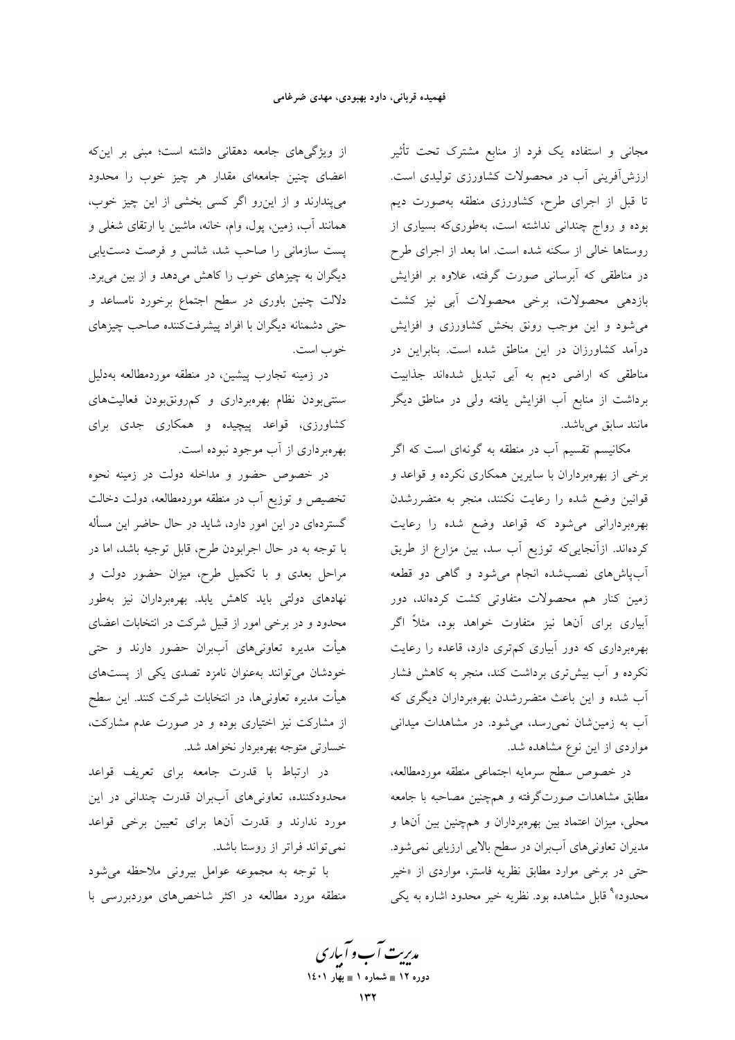مجانی و استفاده یک فرد از منابع مشترک تحت تأثیر ارزش‌آفرینی آب در محصولات کشاورزی تولیدی است. تا قبل از اجرای طرح، کشاورزی منطقه به‌صورت دیم بوده و رواج چندانی نداشته است، به‌طوری‌که بسیاری از روستاها خالی از سکنه شده است. اما بعد از اجرای طرح در مناطقی که آبرسانی صورت گرفته، علاوه بر افزایش بازدهی محصولات، برخی محصولات آبی نیز کشت می‌شود و این موجب رونق بخش کشاورزی و افزایش درآمد کشاورزان در این مناطق شده است. بنابراین در مناطقی که اراضی دیم به آبی تبدیل شده‌اند جذابیت برداشت از منابع آب افزایش یافته ولی در مناطق دیگر مانند سابق می‌باشد.

مکانیسم تقسیم آب در منطقه به گونه‌ای است که اگر برخی از بهره‌برداران با سایرین همکاری نکرده و قواعد و قوانین وضع شده را رعایت نکنند، منجر به متضررشدن بهره‌بردارانی می‌شود که قواعد وضع شده را رعایت کرده‌اند. ازآنجایی‌که توزیع آب سد، بین مزارع از طریق آب‌پاش‌های نصب‌شده انجام می‌شود و گاهی دو قطعه زمین کنار هم محصولات متفاوتی کشت کرده‌اند، دور آبیاری برای آن‌ها نیز متفاوت خواهد بود، مثلاً اگر بهره‌برداری که دور آبیاری کم‌تری دارد، قاعده را رعایت نکرده و آب بیش‌تری برداشت کند، منجر به کاهش فشار آب شده و این باعث متضررشدن بهره‌برداران دیگری که آب به زمین‌شان نمی‌رسد، می‌شود. در مشاهدات میدانی مواردی از این نوع مشاهده شد.

در خصوص سطح سرمایه اجتماعی منطقه موردمطالعه، مطابق مشاهدات صورت‌گرفته و هم‌چنین مصاحبه با جامعه محلی، میزان اعتماد بین بهره‌برداران و هم‌چنین بین آن‌ها و مدیران تعاونی‌های آب‌بران در سطح بالایی ارزیابی نمی‌شود. حتی در برخی موارد مطابق نظریه فاستر، مواردی از «خیر محدود»[9] قابل مشاهده بود. نظریه خیر محدود اشاره به یکی از ویژگی‌های جامعه دهقانی داشته است؛ مبنی بر این‌که اعضای چنین جامعه‌ای مقدار هر چیز خوب را محدود می‌پندارند و از این‌رو اگر کسی بخشی از این چیز خوب، همانند آب، زمین، پول، وام، خانه، ماشین یا ارتقای شغلی و پست سازمانی را صاحب شد، شانس و فرصت دست‌یابی دیگران به چیزهای خوب را کاهش می‌دهد و از بین می‌برد. دلالت چنین باوری در سطح اجتماع برخورد نامساعد و حتی دشمنانه دیگران با افراد پیشرفت‌کننده صاحب چیزهای خوب است.

در زمینه تجارب پیشین، در منطقه موردمطالعه به‌دلیل سنتی‌بودن نظام بهره‌برداری و کم‌رونق‌بودن فعالیت‌های کشاورزی، قواعد پیچیده و همکاری جدی برای بهره‌برداری از آب موجود نبوده است.

در خصوص حضور و مداخله دولت در زمینه نحوه تخصیص و توزیع آب در منطقه موردمطالعه، دولت دخالت گسترده‌ای در این امور دارد، شاید در حال حاضر این مسأله با توجه به در حال اجرابودن طرح، قابل توجیه باشد، اما در مراحل بعدی و با تکمیل طرح، میزان حضور دولت و نهادهای دولتی باید کاهش یابد. بهره‌برداران نیز به‌طور محدود و در برخی امور از قبیل شرکت در انتخابات اعضای هیأت مدیره تعاونی‌های آب‌بران حضور دارند و حتی خودشان می‌توانند به‌عنوان نامزد تصدی یکی از پست‌های هیأت مدیره تعاونی‌ها، در انتخابات شرکت کنند. این سطح از مشارکت نیز اختیاری بوده و در صورت عدم مشارکت، خسارتی متوجه بهره‌بردار نخواهد شد.

در ارتباط با قدرت جامعه برای تعریف قواعد محدودکننده، تعاونی‌های آب‌بران قدرت چندانی در این مورد ندارند و قدرت آن‌ها برای تعیین برخی قواعد نمی‌تواند فراتر از روستا باشد.

با توجه به مجموعه عوامل بیرونی ملاحظه می‌شود منطقه مورد مطالعه در اکثر شاخص‌های موردبررسی با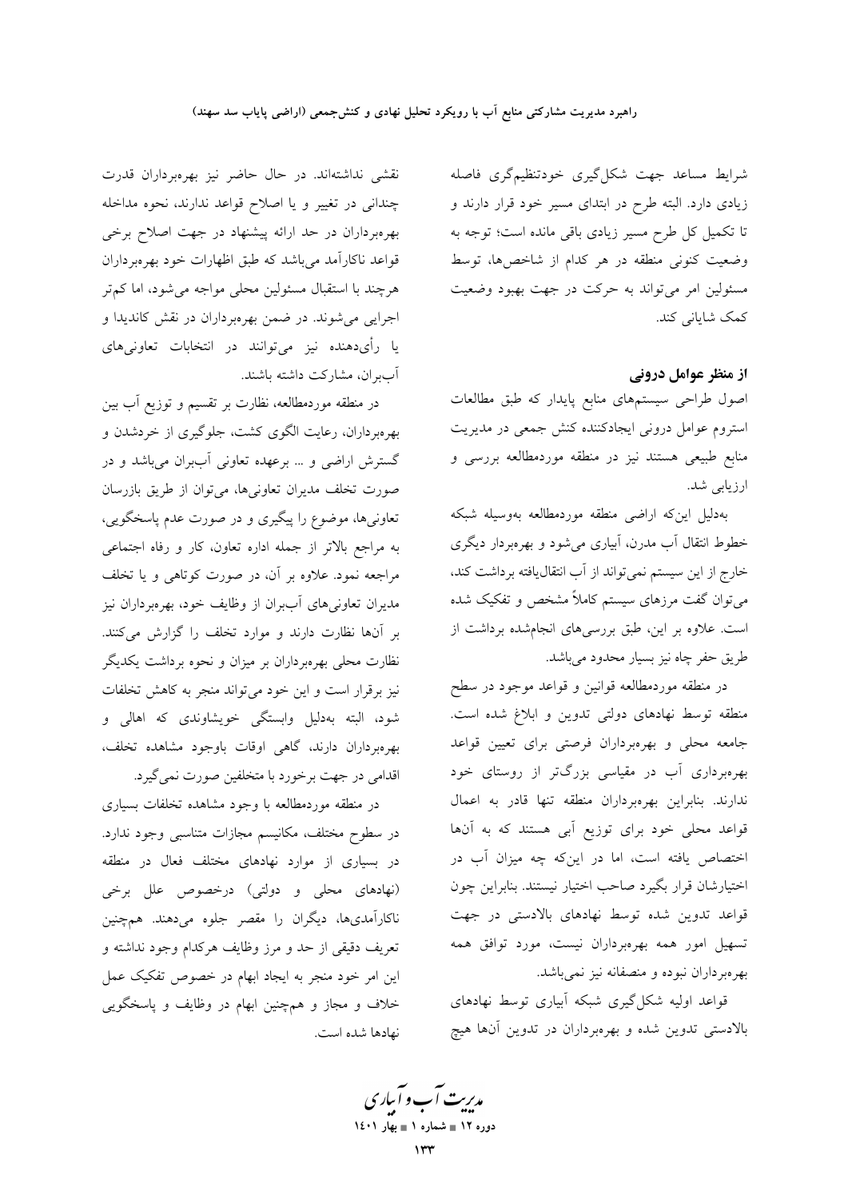شرایط مساعد جهت شکل‌گیری خودتنظیم‌گری فاصله زیادی دارد. البته طرح در ابتدای مسیر خود قرار دارند و تا تکمیل کل طرح مسیر زیادی باقی مانده است؛ توجه به وضعیت کنونی منطقه در هر کدام از شاخص‌ها، توسط مسئولین امر می‌تواند به حرکت در جهت بهبود وضعیت کمک شایانی کند.

### از منظر عوامل درونی

اصول طراحی سیستم‌های منابع پایدار که طبق مطالعات استروم عوامل درونی ایجادکننده کنش جمعی در مدیریت منابع طبیعی هستند نیز در منطقه موردمطالعه بررسی و ارزیابی شد.

به‌دلیل این‌که اراضی منطقه موردمطالعه به‌وسیله شبکه خطوط انتقال آب مدرن، آبیاری می‌شود و بهره‌بردار دیگری خارج از این سیستم نمی‌تواند از آب انتقال‌یافته برداشت کند، می‌توان گفت مرزهای سیستم کاملاً مشخص و تفکیک شده است. علاوه بر این، طبق بررسی‌های انجام‌شده برداشت از طریق حفر چاه نیز بسیار محدود می‌باشد.

در منطقه موردمطالعه قوانین و قواعد موجود در سطح منطقه توسط نهادهای دولتی تدوین و ابلاغ شده است. جامعه محلی و بهره‌برداران فرصتی برای تعیین قواعد بهره‌برداری آب در مقیاسی بزرگ‌تر از روستای خود ندارند. بنابراین بهره‌برداران منطقه تنها قادر به اعمال قواعد محلی خود برای توزیع آبی هستند که به آنها اختصاص یافته است، اما در این‌که چه میزان آب در اختیارشان قرار بگیرد صاحب اختیار نیستند. بنابراین چون قواعد تدوین شده توسط نهادهای بالادستی در جهت تسهیل امور همه بهره‌برداران نیست، مورد توافق همه بهره‌برداران نبوده و منصفانه نیز نمی‌باشد.

قواعد اولیه شکل‌گیری شبکه آبیاری توسط نهادهای بالادستی تدوین شده و بهره‌برداران در تدوین آنها هیچ نقشی نداشته‌اند. در حال حاضر نیز بهره‌برداران قدرت چندانی در تغییر و یا اصلاح قواعد ندارند، نحوه مداخله بهره‌برداران در حد ارائه پیشنهاد در جهت اصلاح برخی قواعد ناکارآمد می‌باشد که طبق اظهارات خود بهره‌برداران هرچند با استقبال مسئولین محلی مواجه می‌شود، اما کم‌تر اجرایی می‌شوند. در ضمن بهره‌برداران در نقش کاندیدا و یا رأی‌دهنده نیز می‌توانند در انتخابات تعاونی‌های آب‌بران، مشارکت داشته باشند.

در منطقه موردمطالعه، نظارت بر تقسیم و توزیع آب بین بهره‌برداران، رعایت الگوی کشت، جلوگیری از خردشدن و گسترش اراضی و ... برعهده تعاونی آب‌بران می‌باشد و در صورت تخلف مدیران تعاونی‌ها، می‌توان از طریق بازرسان تعاونی‌ها، موضوع را پیگیری و در صورت عدم پاسخگویی، به مراجع بالاتر از جمله اداره تعاون، کار و رفاه اجتماعی مراجعه نمود. علاوه بر آن، در صورت کوتاهی و یا تخلف مدیران تعاونی‌های آب‌بران از وظایف خود، بهره‌برداران نیز بر آنها نظارت دارند و موارد تخلف را گزارش می‌کنند. نظارت محلی بهره‌برداران بر میزان و نحوه برداشت یکدیگر نیز برقرار است و این خود می‌تواند منجر به کاهش تخلفات شود، البته به‌دلیل وابستگی خویشاوندی که اهالی و بهره‌برداران دارند، گاهی اوقات باوجود مشاهده تخلف، اقدامی در جهت برخورد با متخلفین صورت نمی‌گیرد.

در منطقه موردمطالعه با وجود مشاهده تخلفات بسیاری در سطوح مختلف، مکانیسم مجازات متناسبی وجود ندارد. در بسیاری از موارد نهادهای مختلف فعال در منطقه (نهادهای محلی و دولتی) درخصوص علل برخی ناکارآمدی‌ها، دیگران را مقصر جلوه می‌دهند. همچنین تعریف دقیقی از حد و مرز وظایف هرکدام وجود نداشته و این امر خود منجر به ایجاد ابهام در خصوص تفکیک عمل خلاف و مجاز و همچنین ابهام در وظایف و پاسخگویی نهادها شده است.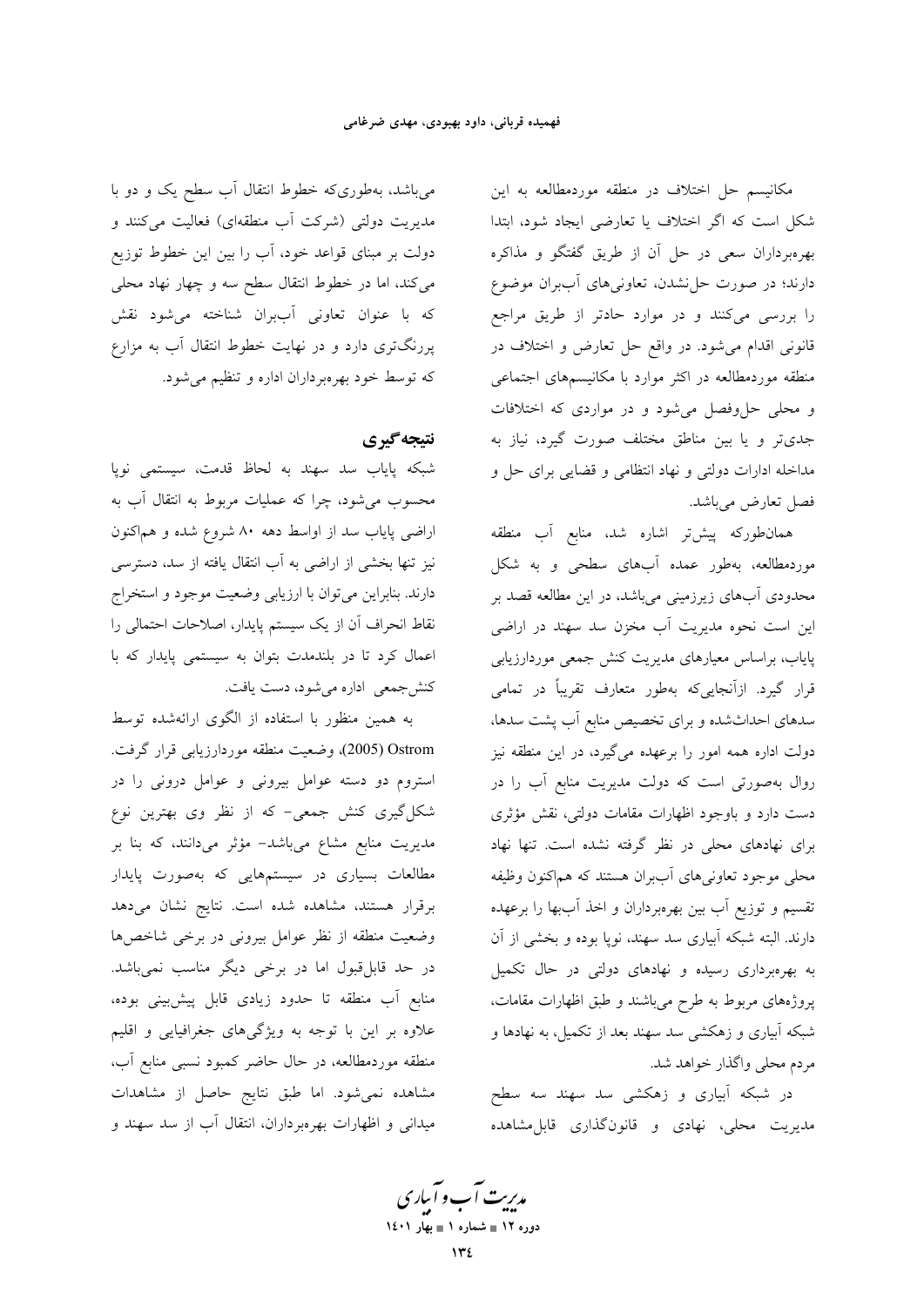مکانیسم حل اختلاف در منطقه موردمطالعه به این شکل است که اگر اختلاف یا تعارضی ایجاد شود، ابتدا بهره‌برداران سعی در حل آن از طریق گفتگو و مذاکره دارند؛ در صورت حل‌نشدن، تعاونی‌های آب‌بران موضوع را بررسی می‌کنند و در موارد حادتر از طریق مراجع قانونی اقدام می‌شود. در واقع حل تعارض و اختلاف در منطقه موردمطالعه در اکثر موارد با مکانیسم‌های اجتماعی و محلی حل‌وفصل می‌شود و در مواردی که اختلافات جدی‌تر و یا بین مناطق مختلف صورت گیرد، نیاز به مداخله ادارات دولتی و نهاد انتظامی و قضایی برای حل و فصل تعارض می‌باشد.

همان‌طورکه پیش‌تر اشاره شد، منابع آب منطقه موردمطالعه، به‌طور عمده آب‌های سطحی و به شکل محدودی آب‌های زیرزمینی می‌باشد، در این مطالعه قصد بر این است که نحوه مدیریت آب مخزن سد سهند در اراضی پایاب، براساس معیارهای مدیریت کنش جمعی موردارزیابی قرار گیرد. ازآنجایی‌که به‌طور متعارف تقریباً در تمامی سدهای احداث‌شده و برای تخصیص منابع آب پشت سدها، دولت اداره همه امور را برعهده می‌گیرد، در این منطقه نیز روال به‌صورتی است که دولت مدیریت منابع آب را در دست دارد و باوجود اظهارات مقامات دولتی، نقش مؤثری برای نهادهای محلی در نظر گرفته نشده است. تنها نهاد محلی موجود تعاونی‌های آب‌بران هستند که هم‌اکنون وظیفه تقسیم و توزیع آب بین بهره‌برداران و اخذ آب‌بها را برعهده دارند. البته شبکه آبیاری سد سهند، نوپا بوده و بخشی از آن به بهره‌برداری رسیده و نهادهای دولتی در حال تکمیل پروژه‌های مربوط به طرح می‌باشند و طبق اظهارات مقامات، شبکه آبیاری و زهکشی سد سهند بعد از تکمیل، به نهادها و مردم محلی واگذار خواهد شد.

در شبکه آبیاری و زهکشی سد سهند سه سطح مدیریت محلی، نهادی و قانون‌گذاری قابل‌مشاهده می‌باشد، به‌طوری‌که خطوط انتقال آب سطح یک و دو با مدیریت دولتی (شرکت آب منطقه‌ای) فعالیت می‌کنند و دولت بر مبنای قواعد خود، آب را بین این خطوط توزیع می‌کند، اما در خطوط انتقال سطح سه و چهار نهاد محلی که با عنوان تعاونی آب‌بران شناخته می‌شود نقش پررنگ‌تری دارد و در نهایت خطوط انتقال آب به مزارع که توسط خود بهره‌برداران اداره و تنظیم می‌شود.

## نتیجه‌گیری

شبکه پایاب سد سهند به لحاظ قدمت، سیستمی نوپا محسوب می‌شود، چرا که عملیات مربوط به انتقال آب به اراضی پایاب سد از اواسط دهه ۸۰ شروع شده و هم‌اکنون نیز تنها بخشی از اراضی به آب انتقال یافته از سد، دسترسی دارند. بنابراین می‌توان با ارزیابی وضعیت موجود و استخراج نقاط انحراف آن از یک سیستم پایدار، اصلاحات احتمالی را اعمال کرد تا در بلندمدت بتوان به سیستمی پایدار که با کنش‌جمعی اداره می‌شود، دست یافت.

به همین منظور با استفاده از الگوی ارائه‌شده توسط Ostrom (2005)، وضعیت منطقه موردارزیابی قرار گرفت. استروم دو دسته عوامل بیرونی و عوامل درونی را در شکل‌گیری کنش جمعی- که از نظر وی بهترین نوع مدیریت منابع مشاع می‌باشد- مؤثر می‌دانند، که بنا بر مطالعات بسیاری در سیستم‌هایی که به‌صورت پایدار برقرار هستند، مشاهده شده است. نتایج نشان می‌دهد وضعیت منطقه از نظر عوامل بیرونی در برخی شاخص‌ها در حد قابل‌قبول اما در برخی دیگر مناسب نمی‌باشد. منابع آب منطقه تا حدود زیادی قابل پیش‌بینی بوده، علاوه بر این با توجه به ویژگی‌های جغرافیایی و اقلیم منطقه موردمطالعه، در حال حاضر کمبود نسبی منابع آب، مشاهده نمی‌شود. اما طبق نتایج حاصل از مشاهدات میدانی و اظهارات بهره‌برداران، انتقال آب از سد سهند و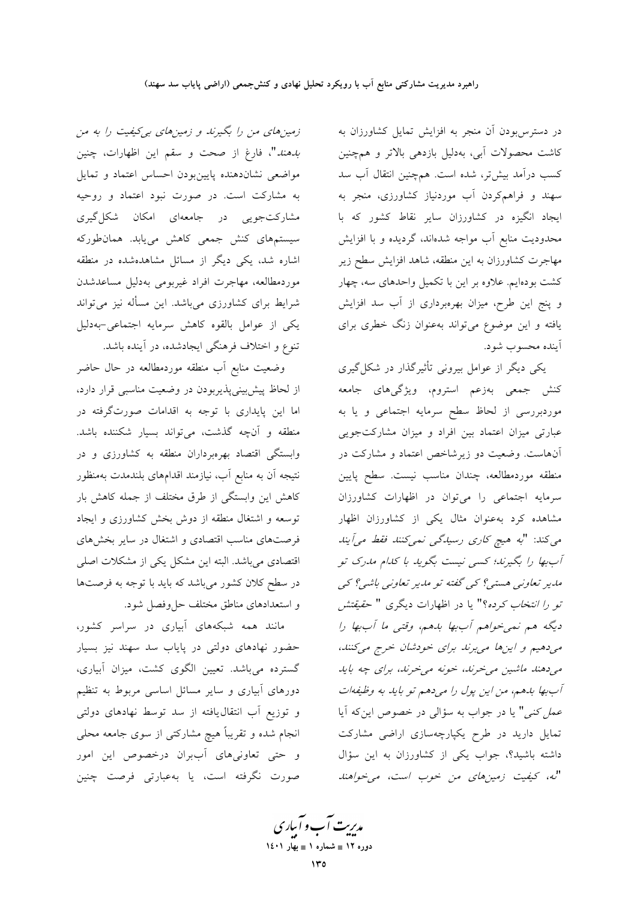در دسترس‌بودن آن منجر به افزایش تمایل کشاورزان به کاشت محصولات آبی، به‌دلیل بازدهی بالاتر و همچنین کسب درآمد بیش‌تر، شده است. همچنین انتقال آب سد سهند و فراهم‌کردن آب موردنیاز کشاورزی، منجر به ایجاد انگیزه در کشاورزان سایر نقاط کشور که با محدودیت منابع آب مواجه شده‌اند، گردیده و با افزایش مهاجرت کشاورزان به این منطقه، شاهد افزایش سطح زیر کشت بوده‌ایم. علاوه بر این با تکمیل واحدهای سه، چهار و پنج این طرح، میزان بهره‌برداری از آب سد افزایش یافته و این موضوع می‌تواند به‌عنوان زنگ خطری برای آینده محسوب شود.

یکی دیگر از عوامل بیرونی تأثیرگذار در شکل‌گیری کنش جمعی به‌زعم استروم، ویژگی‌های جامعه موردبررسی از لحاظ سطح سرمایه اجتماعی و یا به عبارتی میزان اعتماد بین افراد و میزان مشارکت‌جویی آن‌هاست. وضعیت دو زیرشاخص اعتماد و مشارکت در منطقه موردمطالعه، چندان مناسب نیست. سطح پایین سرمایه اجتماعی را می‌توان در اظهارات کشاورزان مشاهده کرد به‌عنوان مثال یکی از کشاورزان اظهار می‌کند: "*به هیچ کاری رسیدگی نمی‌کنند فقط می‌آیند آب‌بها را بگیرند؛ کسی نیست بگوید با کدام مدرک تو مدیر تعاونی هستی؟ کی گفته تو مدیر تعاونی باشی؟ کی تو را انتخاب کرده؟*" یا در اظهارات دیگری "*حقیقتش دیگه هم نمی‌خواهم آب‌بها بدهم، وقتی ما آب‌بها را می‌دهیم و این‌ها می‌برند برای خودشان خرج می‌کنند، می‌دهند ماشین می‌خرند، خونه می‌خرند، برای چه باید آب‌بها بدهم، من این پول را می‌دهم تو باید به وظیفه‌ات عمل کنی*" یا در جواب به سؤالی در خصوص این‌که آیا تمایل دارید در طرح یکپارچه‌سازی اراضی مشارکت داشته باشید؟، جواب یکی از کشاورزان به این سؤال "*نه، کیفیت زمین‌های من خوب است، می‌خواهند زمین‌های من را بگیرند و زمین‌های بی‌کیفیت را به من بدهند*"، فارغ از صحت و سقم این اظهارات، چنین مواضعی نشان‌دهنده پایین‌بودن احساس اعتماد و تمایل به مشارکت است. در صورت نبود اعتماد و روحیه مشارکت‌جویی در جامعه‌ای امکان شکل‌گیری سیستم‌های کنش جمعی کاهش می‌یابد. همان‌طورکه اشاره شد، یکی دیگر از مسائل مشاهده‌شده در منطقه موردمطالعه، مهاجرت افراد غیربومی به‌دلیل مساعدشدن شرایط برای کشاورزی می‌باشد. این مسأله نیز می‌تواند یکی از عوامل بالقوه کاهش سرمایه اجتماعی-به‌دلیل تنوع و اختلاف فرهنگی ایجادشده، در آینده باشد.

وضعیت منابع آب منطقه موردمطالعه در حال حاضر از لحاظ پیش‌بینی‌پذیربودن در وضعیت مناسبی قرار دارد، اما این پایداری با توجه به اقدامات صورت‌گرفته در منطقه و آن‌چه گذشت، می‌تواند بسیار شکننده باشد. وابستگی اقتصاد بهره‌برداران منطقه به کشاورزی و در نتیجه آن به منابع آب، نیازمند اقدام‌های بلندمدت به‌منظور کاهش این وابستگی از طرق مختلف از جمله کاهش بار توسعه و اشتغال منطقه از دوش بخش کشاورزی و ایجاد فرصت‌های مناسب اقتصادی و اشتغال در سایر بخش‌های اقتصادی می‌باشد. البته این مشکل یکی از مشکلات اصلی در سطح کلان کشور می‌باشد که باید با توجه به فرصت‌ها و استعدادهای مناطق مختلف حل‌وفصل شود.

مانند همه شبکه‌های آبیاری در سراسر کشور، حضور نهادهای دولتی در پایاب سد سهند نیز بسیار گسترده می‌باشد. تعیین الگوی کشت، میزان آبیاری، دورهای آبیاری و سایر مسائل اساسی مربوط به تنظیم و توزیع آب انتقال‌یافته از سد توسط نهادهای دولتی انجام شده و تقریباً هیچ مشارکتی از سوی جامعه محلی و حتی تعاونی‌های آب‌بران درخصوص این امور صورت نگرفته است، یا به‌عبارتی فرصت چنین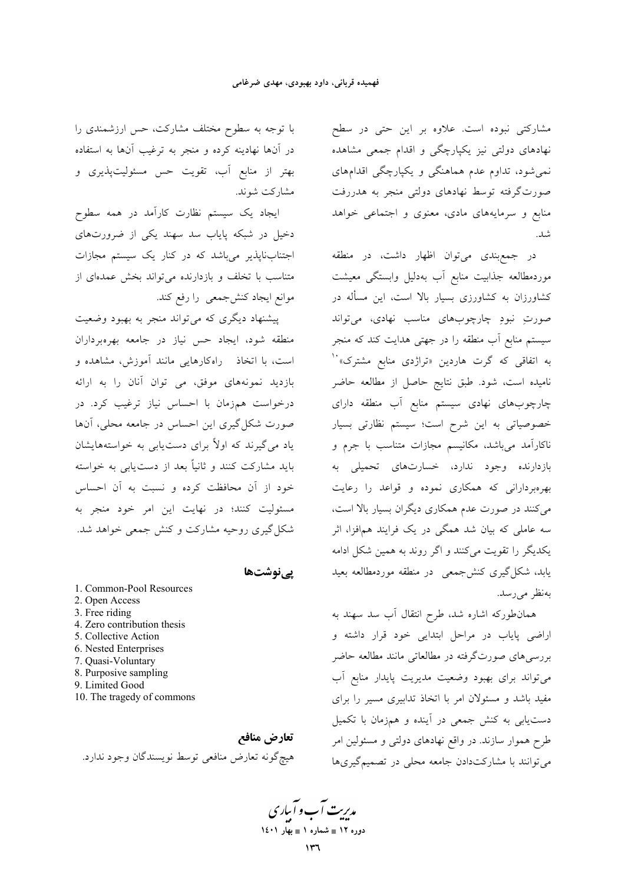مشارکتی نبوده است. علاوه بر این حتی در سطح نهادهای دولتی نیز یکپارچگی و اقدام جمعی مشاهده نمی‌شود، تداوم عدم هماهنگی و یکپارچگی اقدام‌های صورت‌گرفته توسط نهادهای دولتی منجر به هدررفت منابع و سرمایه‌های مادی، معنوی و اجتماعی خواهد شد.

در جمع‌بندی می‌توان اظهار داشت، در منطقه موردمطالعه جذابیت منابع آب به‌دلیل وابستگی معیشت کشاورزان به کشاورزی بسیار بالا است، این مسأله در صورتِ نبودِ چارچوب‌های مناسب نهادی، می‌تواند سیستم منابع آب منطقه را در جهتی هدایت کند که منجر به اتفاقی که گرت هاردین «تراژدی منابع مشترک»[10] نامیده است، شود. طبق نتایج حاصل از مطالعه حاضر چارچوب‌های نهادی سیستم منابع آب منطقه دارای خصوصیاتی به این شرح است؛ سیستم نظارتی بسیار ناکارآمد می‌باشد، مکانیسم مجازات متناسب با جرم و بازدارنده وجود ندارد، خسارت‌های تحمیلی به بهره‌بردارانی که همکاری نموده و قواعد را رعایت می‌کنند در صورت عدم همکاری دیگران بسیار بالا است، سه عاملی که بیان شد همگی در یک فرایند هم‌افزا، اثر یکدیگر را تقویت می‌کنند و اگر روند به همین شکل ادامه یابد، شکل‌گیری کنش‌جمعی در منطقه موردمطالعه بعید به‌نظر می‌رسد.

همان‌طورکه اشاره شد، طرح انتقال آب سد سهند به اراضی پایاب در مراحل ابتدایی خود قرار داشته و بررسی‌های صورت‌گرفته در مطالعاتی مانند مطالعه حاضر می‌تواند برای بهبود وضعیت مدیریت پایدار منابع آب مفید باشد و مسئولان امر با اتخاذ تدابیری مسیر را برای دست‌یابی به کنش جمعی در آینده و هم‌زمان با تکمیل طرح هموار سازند. در واقع نهادهای دولتی و مسئولین امر می‌توانند با مشارکت‌دادن جامعه محلی در تصمیم‌گیری‌ها با توجه به سطوح مختلف مشارکت، حس ارزشمندی را در آن‌ها نهادینه کرده و منجر به ترغیب آن‌ها به استفاده بهتر از منابع آب، تقویت حس مسئولیت‌پذیری و مشارکت شوند.

ایجاد یک سیستم نظارت کارآمد در همه سطوح دخیل در شبکه پایاب سد سهند یکی از ضرورت‌های اجتناب‌ناپذیر می‌باشد که در کنار یک سیستم مجازات متناسب با تخلف و بازدارنده می‌تواند بخش عمده‌ای از موانع ایجاد کنش‌جمعی را رفع کند.

پیشنهاد دیگری که می‌تواند منجر به بهبود وضعیت منطقه شود، ایجاد حس نیاز در جامعه بهره‌برداران است، با اتخاذ راه‌کارهایی مانند آموزش، مشاهده و بازدید نمونه‌های موفق، می توان آنان را به ارائه درخواست هم‌زمان با احساس نیاز ترغیب کرد. در صورت شکل‌گیری این احساس در جامعه محلی، آن‌ها یاد می‌گیرند که اولاً برای دست‌یابی به خواسته‌هایشان باید مشارکت کنند و ثانیاً بعد از دست‌یابی به خواسته خود از آن محافظت کرده و نسبت به آن احساس مسئولیت کنند؛ در نهایت این امر خود منجر به شکل‌گیری روحیه مشارکت و کنش جمعی خواهد شد.

## پی‌نوشت‌ها

1. Common-Pool Resources
2. Open Access
3. Free riding
4. Zero contribution thesis
5. Collective Action
6. Nested Enterprises
7. Quasi-Voluntary
8. Purposive sampling
9. Limited Good
10. The tragedy of commons

## تعارض منافع

هیچ‌گونه تعارض منافعی توسط نویسندگان وجود ندارد.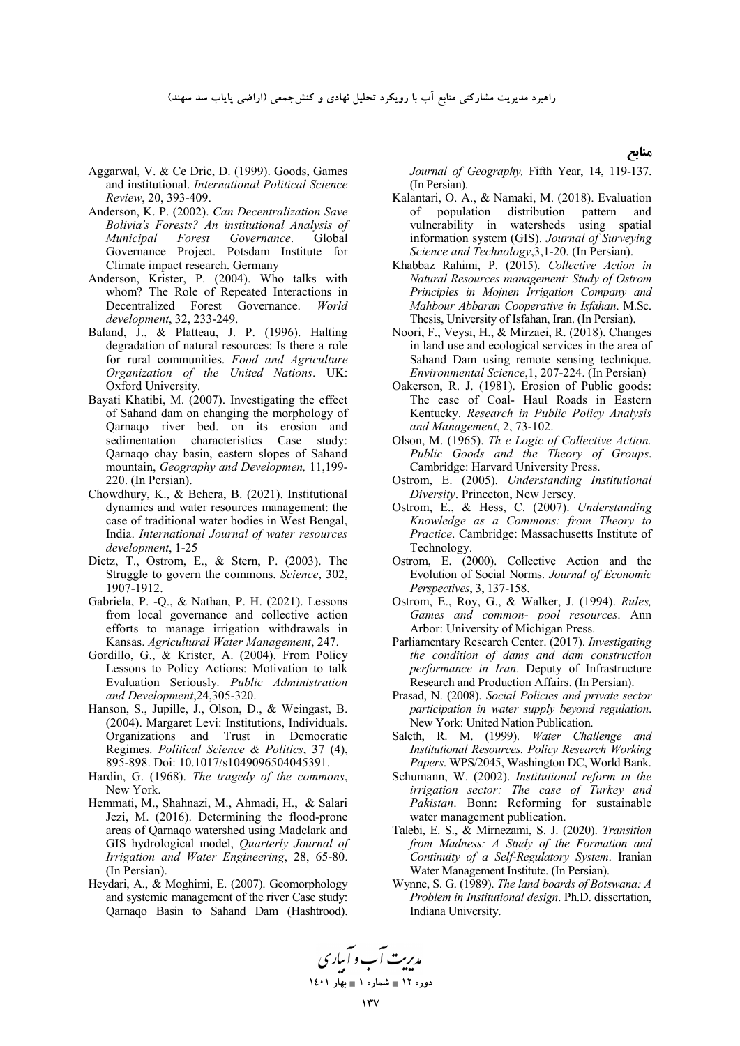## منابع

- Aggarwal, V. & Ce Dric, D. (1999). Goods, Games and institutional. *International Political Science Review*, 20, 393-409.
- Anderson, K. P. (2002). *Can Decentralization Save Bolivia's Forests? An institutional Analysis of Municipal Forest Governance*. Global Governance Project. Potsdam Institute for Climate impact research. Germany
- Anderson, Krister, P. (2004). Who talks with whom? The Role of Repeated Interactions in Decentralized Forest Governance. *World development*, 32, 233-249.
- Baland, J., & Platteau, J. P. (1996). Halting degradation of natural resources: Is there a role for rural communities. *Food and Agriculture Organization of the United Nations*. UK: Oxford University.
- Bayati Khatibi, M. (2007). Investigating the effect of Sahand dam on changing the morphology of Qarnaqo river bed. on its erosion and sedimentation characteristics Case study: Qarnaqo chay basin, eastern slopes of Sahand mountain, *Geography and Developmen,* 11,199-220. (In Persian).
- Chowdhury, K., & Behera, B. (2021). Institutional dynamics and water resources management: the case of traditional water bodies in West Bengal, India. *International Journal of water resources development*, 1-25
- Dietz, T., Ostrom, E., & Stern, P. (2003). The Struggle to govern the commons. *Science*, 302, 1907-1912.
- Gabriela, P. -Q., & Nathan, P. H. (2021). Lessons from local governance and collective action efforts to manage irrigation withdrawals in Kansas. *Agricultural Water Management*, 247.
- Gordillo, G., & Krister, A. (2004). From Policy Lessons to Policy Actions: Motivation to talk Evaluation Seriously*. Public Administration and Development*,24,305-320.
- Hanson, S., Jupille, J., Olson, D., & Weingast, B. (2004). Margaret Levi: Institutions, Individuals. Organizations and Trust in Democratic Regimes. *Political Science & Politics*, 37 (4), 895-898. Doi: 10.1017/s1049096504045391.
- Hardin, G. (1968). *The tragedy of the commons*, New York.
- Hemmati, M., Shahnazi, M., Ahmadi, H., & Salari Jezi, M. (2016). Determining the flood-prone areas of Qarnaqo watershed using Madclark and GIS hydrological model, *Quarterly Journal of Irrigation and Water Engineering*, 28, 65-80. (In Persian).
- Heydari, A., & Moghimi, E. (2007). Geomorphology and systemic management of the river Case study: Qarnaqo Basin to Sahand Dam (Hashtrood). *Journal of Geography,* Fifth Year, 14, 119-137. (In Persian).
- Kalantari, O. A., & Namaki, M. (2018). Evaluation of population distribution pattern and vulnerability in watersheds using spatial information system (GIS). *Journal of Surveying Science and Technology*,3,1-20. (In Persian).
- Khabbaz Rahimi, P. (2015). *Collective Action in Natural Resources management: Study of Ostrom Principles in Mojnen Irrigation Company and Mahbour Abbaran Cooperative in Isfahan*. M.Sc. Thesis, University of Isfahan, Iran. (In Persian).
- Noori, F., Veysi, H., & Mirzaei, R. (2018). Changes in land use and ecological services in the area of Sahand Dam using remote sensing technique. *Environmental Science*,1, 207-224. (In Persian)
- Oakerson, R. J. (1981). Erosion of Public goods: The case of Coal- Haul Roads in Eastern Kentucky. *Research in Public Policy Analysis and Management*, 2, 73-102.
- Olson, M. (1965). *Th e Logic of Collective Action. Public Goods and the Theory of Groups*. Cambridge: Harvard University Press.
- Ostrom, E. (2005). *Understanding Institutional Diversity*. Princeton, New Jersey.
- Ostrom, E., & Hess, C. (2007). *Understanding Knowledge as a Commons: from Theory to Practice*. Cambridge: Massachusetts Institute of Technology.
- Ostrom, E. (2000). Collective Action and the Evolution of Social Norms. *Journal of Economic Perspectives*, 3, 137-158.
- Ostrom, E., Roy, G., & Walker, J. (1994). *Rules, Games and common- pool resources*. Ann Arbor: University of Michigan Press.
- Parliamentary Research Center. (2017). *Investigating the condition of dams and dam construction performance in Iran*. Deputy of Infrastructure Research and Production Affairs. (In Persian).
- Prasad, N. (2008). *Social Policies and private sector participation in water supply beyond regulation*. New York: United Nation Publication.
- Saleth, R. M. (1999). *Water Challenge and Institutional Resources. Policy Research Working Papers*. WPS/2045, Washington DC, World Bank.
- Schumann, W. (2002). *Institutional reform in the irrigation sector: The case of Turkey and Pakistan*. Bonn: Reforming for sustainable water management publication.
- Talebi, E. S., & Mirnezami, S. J. (2020). *Transition from Madness: A Study of the Formation and Continuity of a Self-Regulatory System*. Iranian Water Management Institute. (In Persian).
- Wynne, S. G. (1989). *The land boards of Botswana: A Problem in Institutional design*. Ph.D. dissertation, Indiana University.